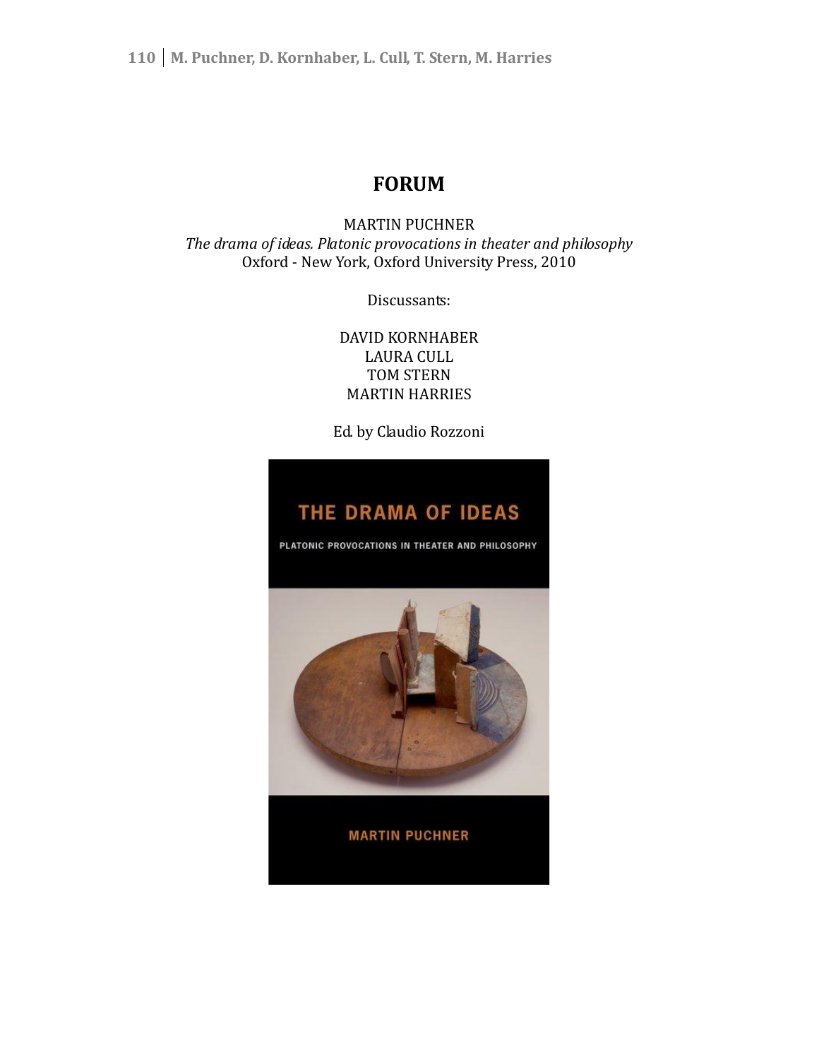# FORUM

MARTIN PUCHNER
*The drama of ideas. Platonic provocations in theater and philosophy*
Oxford - New York, Oxford University Press, 2010

Discussants:

DAVID KORNHABER
LAURA CULL
TOM STERN
MARTIN HARRIES

Ed. by Claudio Rozzoni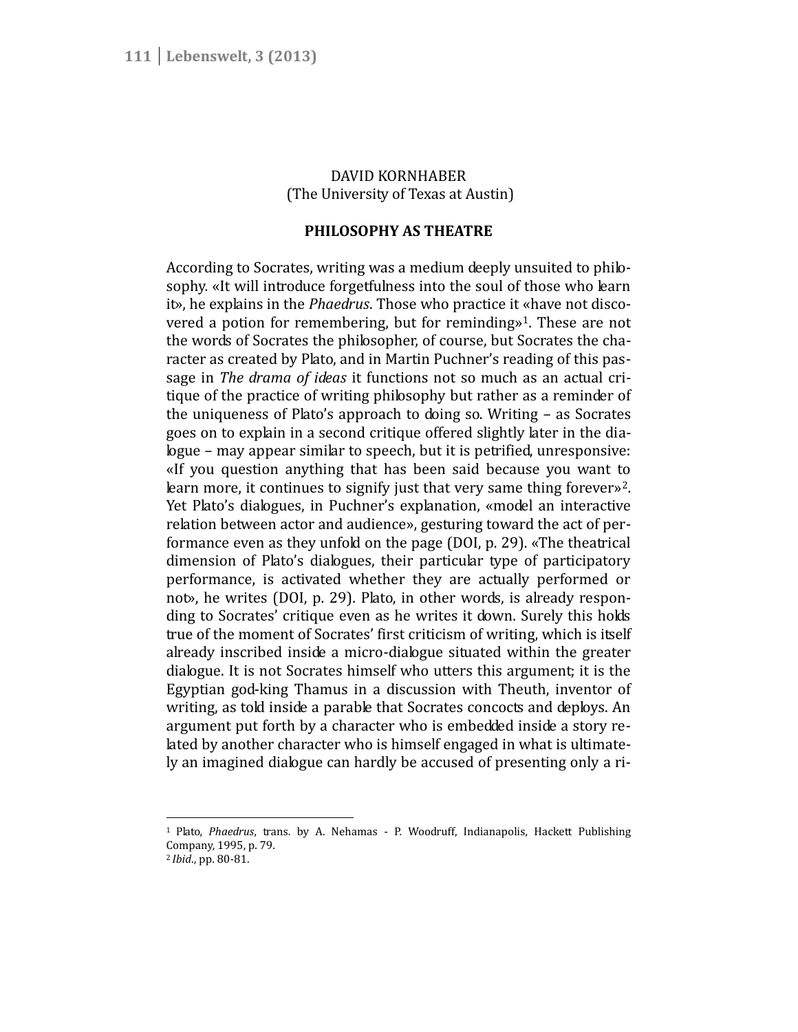DAVID KORNHABER
(The University of Texas at Austin)

# PHILOSOPHY AS THEATRE

According to Socrates, writing was a medium deeply unsuited to philosophy. «It will introduce forgetfulness into the soul of those who learn it», he explains in the *Phaedrus*. Those who practice it «have not discovered a potion for remembering, but for reminding»[1]. These are not the words of Socrates the philosopher, of course, but Socrates the character as created by Plato, and in Martin Puchner's reading of this passage in *The drama of ideas* it functions not so much as an actual critique of the practice of writing philosophy but rather as a reminder of the uniqueness of Plato's approach to doing so. Writing – as Socrates goes on to explain in a second critique offered slightly later in the dialogue – may appear similar to speech, but it is petrified, unresponsive: «If you question anything that has been said because you want to learn more, it continues to signify just that very same thing forever»[2]. Yet Plato's dialogues, in Puchner's explanation, «model an interactive relation between actor and audience», gesturing toward the act of performance even as they unfold on the page (DOI, p. 29). «The theatrical dimension of Plato's dialogues, their particular type of participatory performance, is activated whether they are actually performed or not», he writes (DOI, p. 29). Plato, in other words, is already responding to Socrates' critique even as he writes it down. Surely this holds true of the moment of Socrates' first criticism of writing, which is itself already inscribed inside a micro-dialogue situated within the greater dialogue. It is not Socrates himself who utters this argument; it is the Egyptian god-king Thamus in a discussion with Theuth, inventor of writing, as told inside a parable that Socrates concocts and deploys. An argument put forth by a character who is embedded inside a story related by another character who is himself engaged in what is ultimately an imagined dialogue can hardly be accused of presenting only a ri-

---

[1] Plato, *Phaedrus*, trans. by A. Nehamas - P. Woodruff, Indianapolis, Hackett Publishing Company, 1995, p. 79.

[2] *Ibid*., pp. 80-81.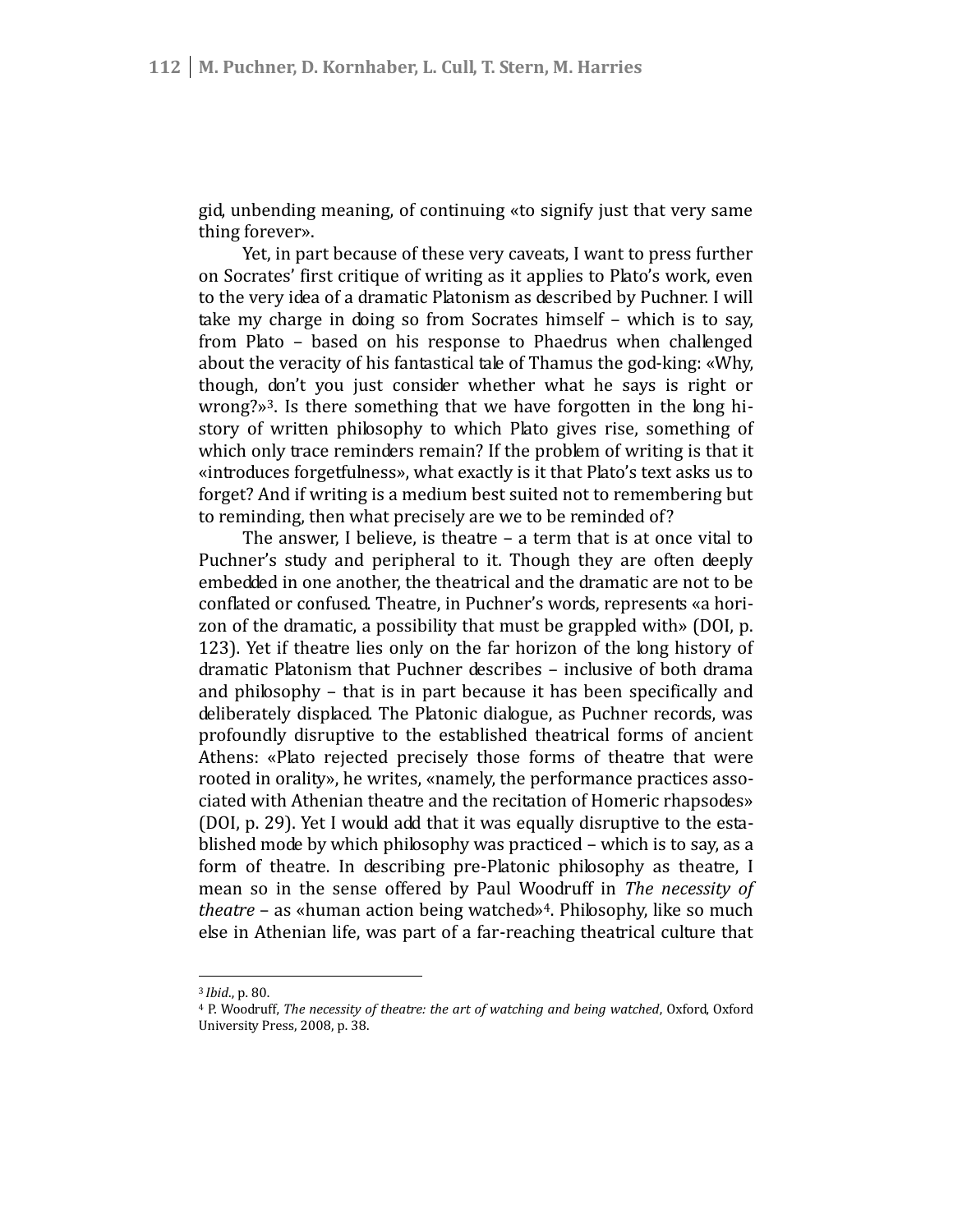gid, unbending meaning, of continuing «to signify just that very same thing forever».

Yet, in part because of these very caveats, I want to press further on Socrates' first critique of writing as it applies to Plato's work, even to the very idea of a dramatic Platonism as described by Puchner. I will take my charge in doing so from Socrates himself – which is to say, from Plato – based on his response to Phaedrus when challenged about the veracity of his fantastical tale of Thamus the god-king: «Why, though, don't you just consider whether what he says is right or wrong?»[3]. Is there something that we have forgotten in the long history of written philosophy to which Plato gives rise, something of which only trace reminders remain? If the problem of writing is that it «introduces forgetfulness», what exactly is it that Plato's text asks us to forget? And if writing is a medium best suited not to remembering but to reminding, then what precisely are we to be reminded of?

The answer, I believe, is theatre – a term that is at once vital to Puchner's study and peripheral to it. Though they are often deeply embedded in one another, the theatrical and the dramatic are not to be conflated or confused. Theatre, in Puchner's words, represents «a horizon of the dramatic, a possibility that must be grappled with» (DOI, p. 123). Yet if theatre lies only on the far horizon of the long history of dramatic Platonism that Puchner describes – inclusive of both drama and philosophy – that is in part because it has been specifically and deliberately displaced. The Platonic dialogue, as Puchner records, was profoundly disruptive to the established theatrical forms of ancient Athens: «Plato rejected precisely those forms of theatre that were rooted in orality», he writes, «namely, the performance practices associated with Athenian theatre and the recitation of Homeric rhapsodes» (DOI, p. 29). Yet I would add that it was equally disruptive to the established mode by which philosophy was practiced – which is to say, as a form of theatre. In describing pre-Platonic philosophy as theatre, I mean so in the sense offered by Paul Woodruff in *The necessity of theatre* – as «human action being watched»[4]. Philosophy, like so much else in Athenian life, was part of a far-reaching theatrical culture that

---

[3] *Ibid.*, p. 80.

[4] P. Woodruff, *The necessity of theatre: the art of watching and being watched*, Oxford, Oxford University Press, 2008, p. 38.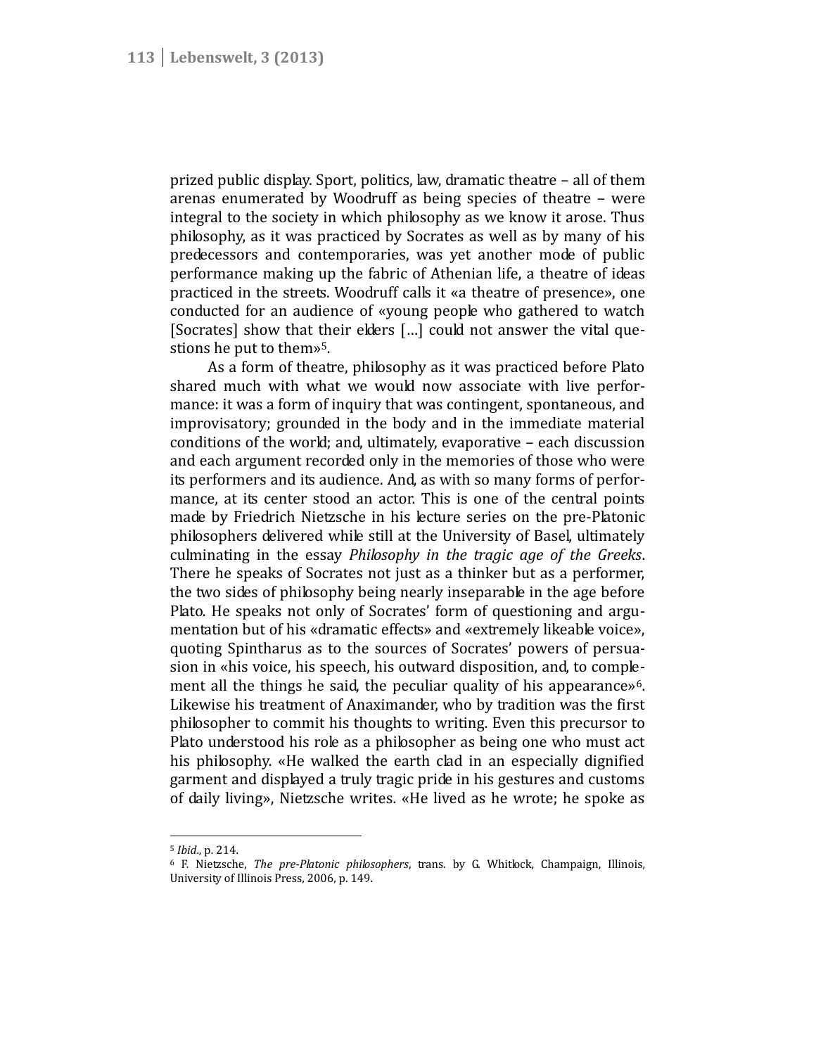prized public display. Sport, politics, law, dramatic theatre – all of them arenas enumerated by Woodruff as being species of theatre – were integral to the society in which philosophy as we know it arose. Thus philosophy, as it was practiced by Socrates as well as by many of his predecessors and contemporaries, was yet another mode of public performance making up the fabric of Athenian life, a theatre of ideas practiced in the streets. Woodruff calls it «a theatre of presence», one conducted for an audience of «young people who gathered to watch [Socrates] show that their elders […] could not answer the vital questions he put to them»[5].

As a form of theatre, philosophy as it was practiced before Plato shared much with what we would now associate with live performance: it was a form of inquiry that was contingent, spontaneous, and improvisatory; grounded in the body and in the immediate material conditions of the world; and, ultimately, evaporative – each discussion and each argument recorded only in the memories of those who were its performers and its audience. And, as with so many forms of performance, at its center stood an actor. This is one of the central points made by Friedrich Nietzsche in his lecture series on the pre-Platonic philosophers delivered while still at the University of Basel, ultimately culminating in the essay *Philosophy in the tragic age of the Greeks*. There he speaks of Socrates not just as a thinker but as a performer, the two sides of philosophy being nearly inseparable in the age before Plato. He speaks not only of Socrates' form of questioning and argumentation but of his «dramatic effects» and «extremely likeable voice», quoting Spintharus as to the sources of Socrates' powers of persuasion in «his voice, his speech, his outward disposition, and, to complement all the things he said, the peculiar quality of his appearance»[6]. Likewise his treatment of Anaximander, who by tradition was the first philosopher to commit his thoughts to writing. Even this precursor to Plato understood his role as a philosopher as being one who must act his philosophy. «He walked the earth clad in an especially dignified garment and displayed a truly tragic pride in his gestures and customs of daily living», Nietzsche writes. «He lived as he wrote; he spoke as

---

[5] *Ibid*., p. 214.

[6] F. Nietzsche, *The pre-Platonic philosophers*, trans. by G. Whitlock, Champaign, Illinois, University of Illinois Press, 2006, p. 149.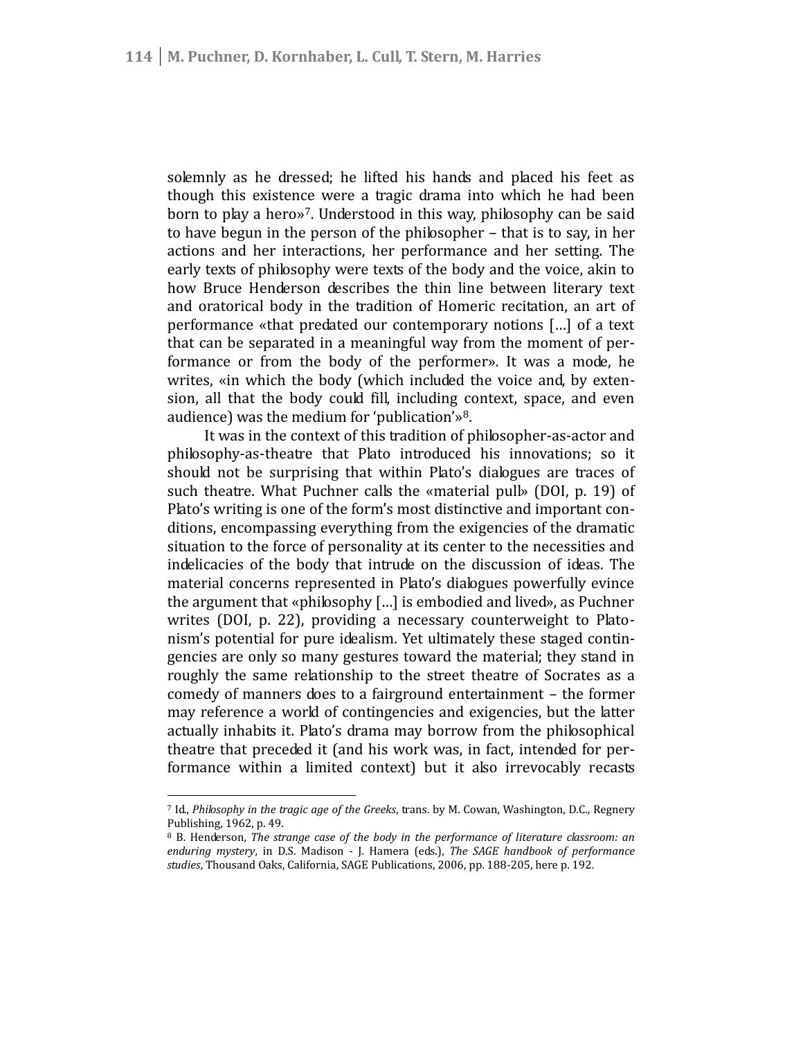solemnly as he dressed; he lifted his hands and placed his feet as though this existence were a tragic drama into which he had been born to play a hero»[7]. Understood in this way, philosophy can be said to have begun in the person of the philosopher – that is to say, in her actions and her interactions, her performance and her setting. The early texts of philosophy were texts of the body and the voice, akin to how Bruce Henderson describes the thin line between literary text and oratorical body in the tradition of Homeric recitation, an art of performance «that predated our contemporary notions […] of a text that can be separated in a meaningful way from the moment of performance or from the body of the performer». It was a mode, he writes, «in which the body (which included the voice and, by extension, all that the body could fill, including context, space, and even audience) was the medium for 'publication'»[8].

It was in the context of this tradition of philosopher-as-actor and philosophy-as-theatre that Plato introduced his innovations; so it should not be surprising that within Plato's dialogues are traces of such theatre. What Puchner calls the «material pull» (DOI, p. 19) of Plato's writing is one of the form's most distinctive and important conditions, encompassing everything from the exigencies of the dramatic situation to the force of personality at its center to the necessities and indelicacies of the body that intrude on the discussion of ideas. The material concerns represented in Plato's dialogues powerfully evince the argument that «philosophy […] is embodied and lived», as Puchner writes (DOI, p. 22), providing a necessary counterweight to Platonism's potential for pure idealism. Yet ultimately these staged contingencies are only so many gestures toward the material; they stand in roughly the same relationship to the street theatre of Socrates as a comedy of manners does to a fairground entertainment – the former may reference a world of contingencies and exigencies, but the latter actually inhabits it. Plato's drama may borrow from the philosophical theatre that preceded it (and his work was, in fact, intended for performance within a limited context) but it also irrevocably recasts

---

[7] Id., *Philosophy in the tragic age of the Greeks*, trans. by M. Cowan, Washington, D.C., Regnery Publishing, 1962, p. 49.

[8] B. Henderson, *The strange case of the body in the performance of literature classroom: an enduring mystery*, in D.S. Madison - J. Hamera (eds.), *The SAGE handbook of performance studies*, Thousand Oaks, California, SAGE Publications, 2006, pp. 188-205, here p. 192.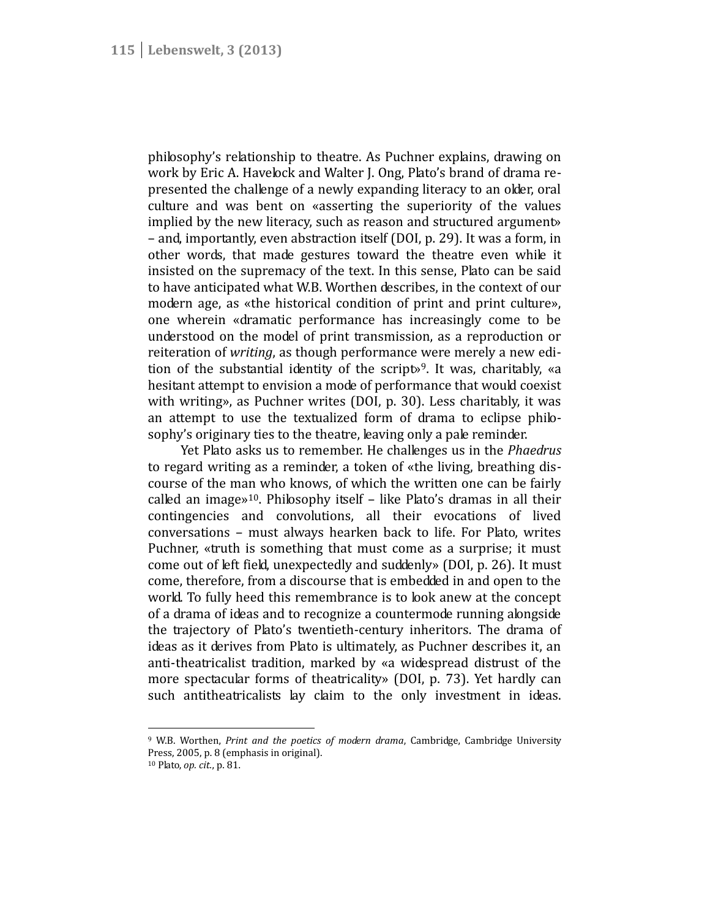philosophy's relationship to theatre. As Puchner explains, drawing on work by Eric A. Havelock and Walter J. Ong, Plato's brand of drama represented the challenge of a newly expanding literacy to an older, oral culture and was bent on «asserting the superiority of the values implied by the new literacy, such as reason and structured argument» – and, importantly, even abstraction itself (DOI, p. 29). It was a form, in other words, that made gestures toward the theatre even while it insisted on the supremacy of the text. In this sense, Plato can be said to have anticipated what W.B. Worthen describes, in the context of our modern age, as «the historical condition of print and print culture», one wherein «dramatic performance has increasingly come to be understood on the model of print transmission, as a reproduction or reiteration of *writing*, as though performance were merely a new edition of the substantial identity of the script»[9]. It was, charitably, «a hesitant attempt to envision a mode of performance that would coexist with writing», as Puchner writes (DOI, p. 30). Less charitably, it was an attempt to use the textualized form of drama to eclipse philosophy's originary ties to the theatre, leaving only a pale reminder.

Yet Plato asks us to remember. He challenges us in the *Phaedrus* to regard writing as a reminder, a token of «the living, breathing discourse of the man who knows, of which the written one can be fairly called an image»[10]. Philosophy itself – like Plato's dramas in all their contingencies and convolutions, all their evocations of lived conversations – must always hearken back to life. For Plato, writes Puchner, «truth is something that must come as a surprise; it must come out of left field, unexpectedly and suddenly» (DOI, p. 26). It must come, therefore, from a discourse that is embedded in and open to the world. To fully heed this remembrance is to look anew at the concept of a drama of ideas and to recognize a countermode running alongside the trajectory of Plato's twentieth-century inheritors. The drama of ideas as it derives from Plato is ultimately, as Puchner describes it, an anti-theatricalist tradition, marked by «a widespread distrust of the more spectacular forms of theatricality» (DOI, p. 73). Yet hardly can such antitheatricalists lay claim to the only investment in ideas.

---

[9] W.B. Worthen, *Print and the poetics of modern drama*, Cambridge, Cambridge University Press, 2005, p. 8 (emphasis in original).

[10] Plato, *op. cit.*, p. 81.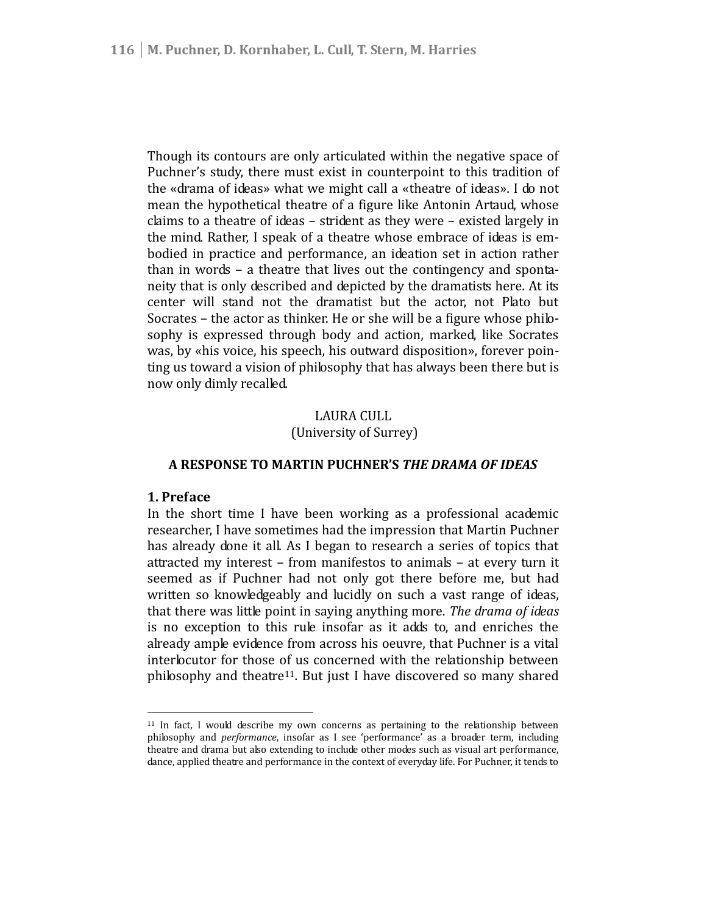Though its contours are only articulated within the negative space of Puchner's study, there must exist in counterpoint to this tradition of the «drama of ideas» what we might call a «theatre of ideas». I do not mean the hypothetical theatre of a figure like Antonin Artaud, whose claims to a theatre of ideas – strident as they were – existed largely in the mind. Rather, I speak of a theatre whose embrace of ideas is embodied in practice and performance, an ideation set in action rather than in words – a theatre that lives out the contingency and spontaneity that is only described and depicted by the dramatists here. At its center will stand not the dramatist but the actor, not Plato but Socrates – the actor as thinker. He or she will be a figure whose philosophy is expressed through body and action, marked, like Socrates was, by «his voice, his speech, his outward disposition», forever pointing us toward a vision of philosophy that has always been there but is now only dimly recalled.

LAURA CULL
(University of Surrey)

**A RESPONSE TO MARTIN PUCHNER'S *THE DRAMA OF IDEAS***

**1. Preface**

In the short time I have been working as a professional academic researcher, I have sometimes had the impression that Martin Puchner has already done it all. As I began to research a series of topics that attracted my interest – from manifestos to animals – at every turn it seemed as if Puchner had not only got there before me, but had written so knowledgeably and lucidly on such a vast range of ideas, that there was little point in saying anything more. *The drama of ideas* is no exception to this rule insofar as it adds to, and enriches the already ample evidence from across his oeuvre, that Puchner is a vital interlocutor for those of us concerned with the relationship between philosophy and theatre[11]. But just I have discovered so many shared

---

[11] In fact, I would describe my own concerns as pertaining to the relationship between philosophy and *performance*, insofar as I see 'performance' as a broader term, including theatre and drama but also extending to include other modes such as visual art performance, dance, applied theatre and performance in the context of everyday life. For Puchner, it tends to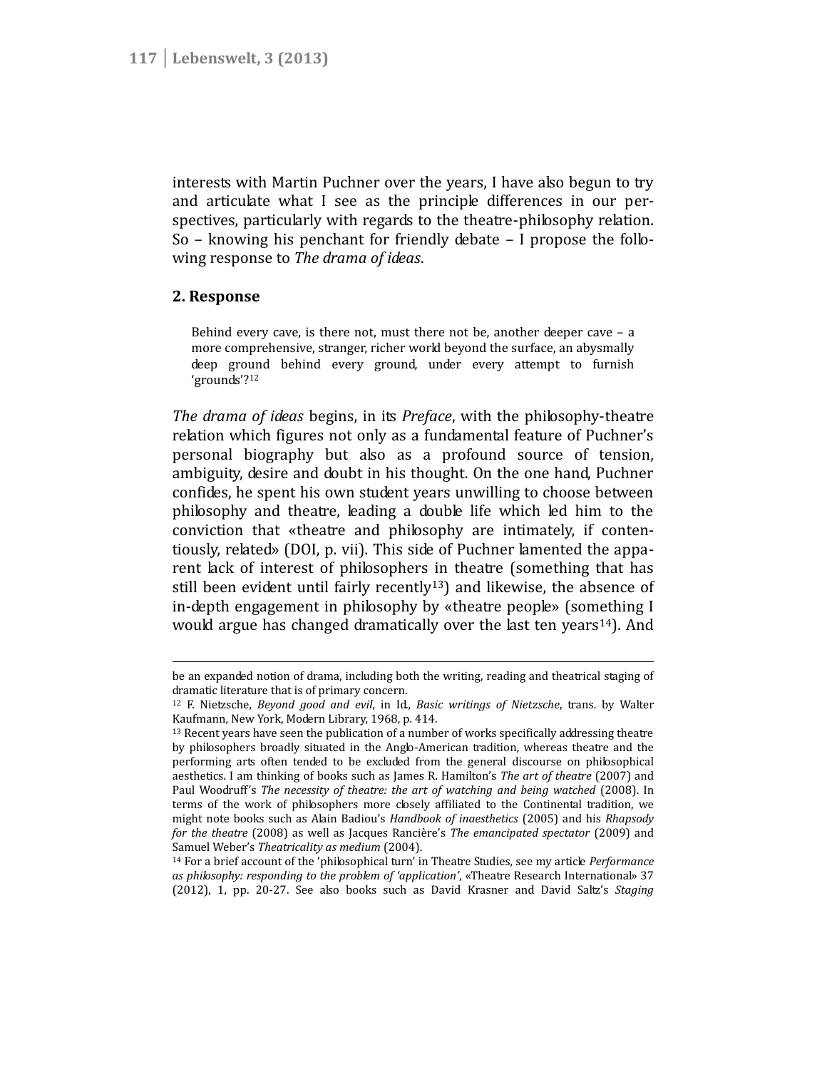interests with Martin Puchner over the years, I have also begun to try and articulate what I see as the principle differences in our perspectives, particularly with regards to the theatre-philosophy relation. So – knowing his penchant for friendly debate – I propose the following response to *The drama of ideas*.

## 2. Response

> Behind every cave, is there not, must there not be, another deeper cave – a more comprehensive, stranger, richer world beyond the surface, an abysmally deep ground behind every ground, under every attempt to furnish 'grounds'?[12]

*The drama of ideas* begins, in its *Preface*, with the philosophy-theatre relation which figures not only as a fundamental feature of Puchner's personal biography but also as a profound source of tension, ambiguity, desire and doubt in his thought. On the one hand, Puchner confides, he spent his own student years unwilling to choose between philosophy and theatre, leading a double life which led him to the conviction that «theatre and philosophy are intimately, if contentiously, related» (DOI, p. vii). This side of Puchner lamented the apparent lack of interest of philosophers in theatre (something that has still been evident until fairly recently[13]) and likewise, the absence of in-depth engagement in philosophy by «theatre people» (something I would argue has changed dramatically over the last ten years[14]). And

---

be an expanded notion of drama, including both the writing, reading and theatrical staging of dramatic literature that is of primary concern.

[12] F. Nietzsche, *Beyond good and evil*, in Id., *Basic writings of Nietzsche*, trans. by Walter Kaufmann, New York, Modern Library, 1968, p. 414.

[13] Recent years have seen the publication of a number of works specifically addressing theatre by philosophers broadly situated in the Anglo-American tradition, whereas theatre and the performing arts often tended to be excluded from the general discourse on philosophical aesthetics. I am thinking of books such as James R. Hamilton's *The art of theatre* (2007) and Paul Woodruff's *The necessity of theatre: the art of watching and being watched* (2008). In terms of the work of philosophers more closely affiliated to the Continental tradition, we might note books such as Alain Badiou's *Handbook of inaesthetics* (2005) and his *Rhapsody for the theatre* (2008) as well as Jacques Rancière's *The emancipated spectator* (2009) and Samuel Weber's *Theatricality as medium* (2004).

[14] For a brief account of the 'philosophical turn' in Theatre Studies, see my article *Performance as philosophy: responding to the problem of 'application'*, «Theatre Research International» 37 (2012), 1, pp. 20-27. See also books such as David Krasner and David Saltz's *Staging*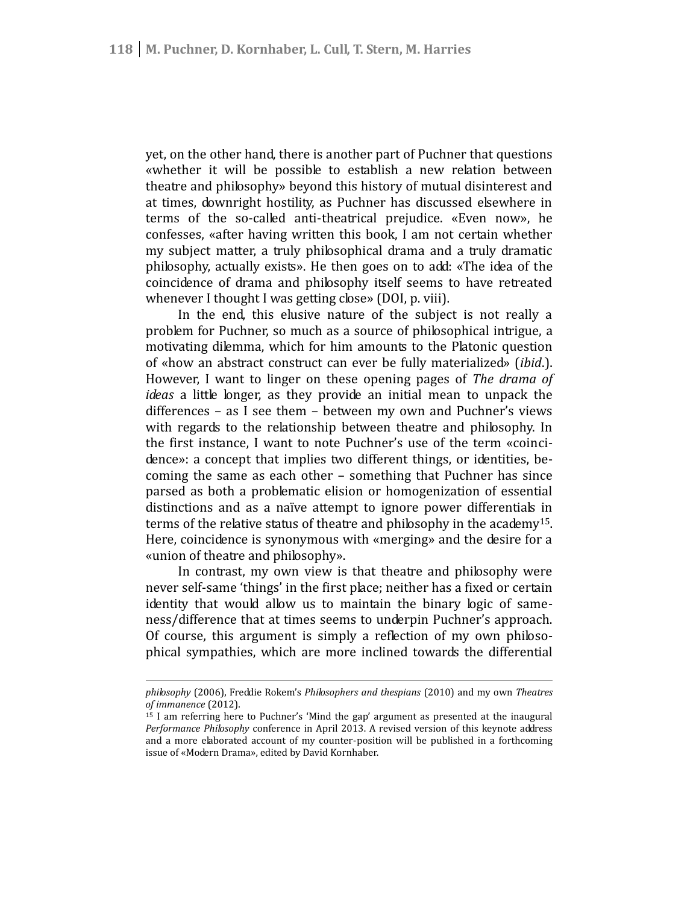yet, on the other hand, there is another part of Puchner that questions «whether it will be possible to establish a new relation between theatre and philosophy» beyond this history of mutual disinterest and at times, downright hostility, as Puchner has discussed elsewhere in terms of the so-called anti-theatrical prejudice. «Even now», he confesses, «after having written this book, I am not certain whether my subject matter, a truly philosophical drama and a truly dramatic philosophy, actually exists». He then goes on to add: «The idea of the coincidence of drama and philosophy itself seems to have retreated whenever I thought I was getting close» (DOI, p. viii).

In the end, this elusive nature of the subject is not really a problem for Puchner, so much as a source of philosophical intrigue, a motivating dilemma, which for him amounts to the Platonic question of «how an abstract construct can ever be fully materialized» (*ibid*.). However, I want to linger on these opening pages of *The drama of ideas* a little longer, as they provide an initial mean to unpack the differences – as I see them – between my own and Puchner's views with regards to the relationship between theatre and philosophy. In the first instance, I want to note Puchner's use of the term «coincidence»: a concept that implies two different things, or identities, becoming the same as each other – something that Puchner has since parsed as both a problematic elision or homogenization of essential distinctions and as a naïve attempt to ignore power differentials in terms of the relative status of theatre and philosophy in the academy[15]. Here, coincidence is synonymous with «merging» and the desire for a «union of theatre and philosophy».

In contrast, my own view is that theatre and philosophy were never self-same 'things' in the first place; neither has a fixed or certain identity that would allow us to maintain the binary logic of sameness/difference that at times seems to underpin Puchner's approach. Of course, this argument is simply a reflection of my own philosophical sympathies, which are more inclined towards the differential

---

*philosophy* (2006), Freddie Rokem's *Philosophers and thespians* (2010) and my own *Theatres of immanence* (2012).

[15] I am referring here to Puchner's 'Mind the gap' argument as presented at the inaugural *Performance Philosophy* conference in April 2013. A revised version of this keynote address and a more elaborated account of my counter-position will be published in a forthcoming issue of «Modern Drama», edited by David Kornhaber.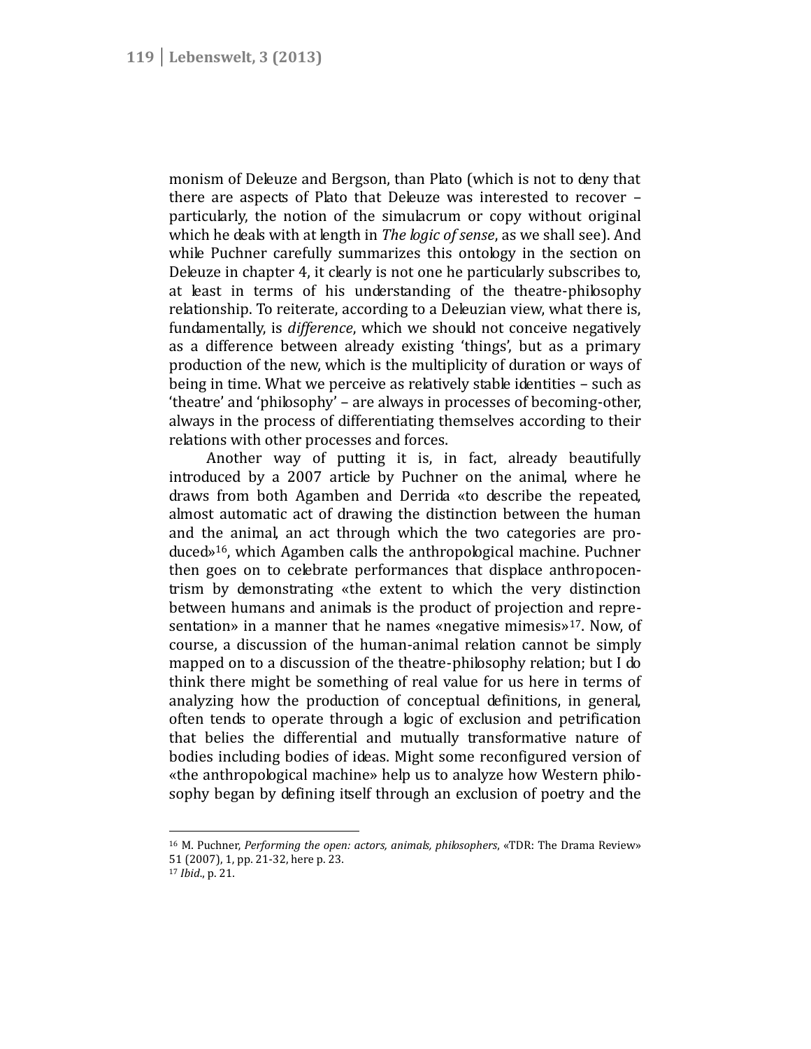monism of Deleuze and Bergson, than Plato (which is not to deny that there are aspects of Plato that Deleuze was interested to recover – particularly, the notion of the simulacrum or copy without original which he deals with at length in *The logic of sense*, as we shall see). And while Puchner carefully summarizes this ontology in the section on Deleuze in chapter 4, it clearly is not one he particularly subscribes to, at least in terms of his understanding of the theatre-philosophy relationship. To reiterate, according to a Deleuzian view, what there is, fundamentally, is *difference*, which we should not conceive negatively as a difference between already existing 'things', but as a primary production of the new, which is the multiplicity of duration or ways of being in time. What we perceive as relatively stable identities – such as 'theatre' and 'philosophy' – are always in processes of becoming-other, always in the process of differentiating themselves according to their relations with other processes and forces.

Another way of putting it is, in fact, already beautifully introduced by a 2007 article by Puchner on the animal, where he draws from both Agamben and Derrida «to describe the repeated, almost automatic act of drawing the distinction between the human and the animal, an act through which the two categories are produced»[16], which Agamben calls the anthropological machine. Puchner then goes on to celebrate performances that displace anthropocentrism by demonstrating «the extent to which the very distinction between humans and animals is the product of projection and representation» in a manner that he names «negative mimesis»[17]. Now, of course, a discussion of the human-animal relation cannot be simply mapped on to a discussion of the theatre-philosophy relation; but I do think there might be something of real value for us here in terms of analyzing how the production of conceptual definitions, in general, often tends to operate through a logic of exclusion and petrification that belies the differential and mutually transformative nature of bodies including bodies of ideas. Might some reconfigured version of «the anthropological machine» help us to analyze how Western philosophy began by defining itself through an exclusion of poetry and the

---

[16] M. Puchner, *Performing the open: actors, animals, philosophers*, «TDR: The Drama Review» 51 (2007), 1, pp. 21-32, here p. 23.

[17] *Ibid*., p. 21.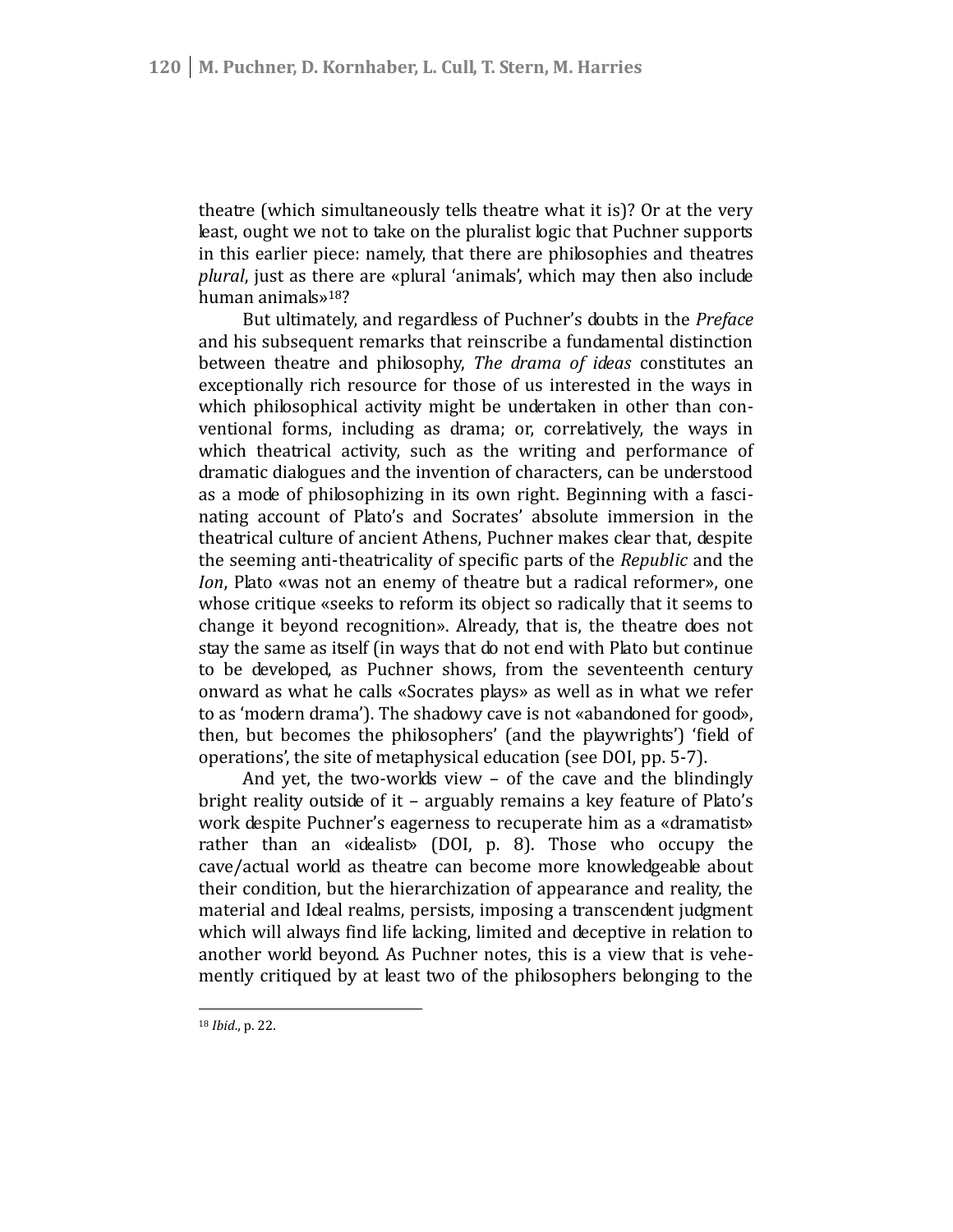theatre (which simultaneously tells theatre what it is)? Or at the very least, ought we not to take on the pluralist logic that Puchner supports in this earlier piece: namely, that there are philosophies and theatres *plural*, just as there are «plural 'animals', which may then also include human animals»[18]?

But ultimately, and regardless of Puchner's doubts in the *Preface* and his subsequent remarks that reinscribe a fundamental distinction between theatre and philosophy, *The drama of ideas* constitutes an exceptionally rich resource for those of us interested in the ways in which philosophical activity might be undertaken in other than conventional forms, including as drama; or, correlatively, the ways in which theatrical activity, such as the writing and performance of dramatic dialogues and the invention of characters, can be understood as a mode of philosophizing in its own right. Beginning with a fascinating account of Plato's and Socrates' absolute immersion in the theatrical culture of ancient Athens, Puchner makes clear that, despite the seeming anti-theatricality of specific parts of the *Republic* and the *Ion*, Plato «was not an enemy of theatre but a radical reformer», one whose critique «seeks to reform its object so radically that it seems to change it beyond recognition». Already, that is, the theatre does not stay the same as itself (in ways that do not end with Plato but continue to be developed, as Puchner shows, from the seventeenth century onward as what he calls «Socrates plays» as well as in what we refer to as 'modern drama'). The shadowy cave is not «abandoned for good», then, but becomes the philosophers' (and the playwrights') 'field of operations', the site of metaphysical education (see DOI, pp. 5-7).

And yet, the two-worlds view – of the cave and the blindingly bright reality outside of it – arguably remains a key feature of Plato's work despite Puchner's eagerness to recuperate him as a «dramatist» rather than an «idealist» (DOI, p. 8). Those who occupy the cave/actual world as theatre can become more knowledgeable about their condition, but the hierarchization of appearance and reality, the material and Ideal realms, persists, imposing a transcendent judgment which will always find life lacking, limited and deceptive in relation to another world beyond. As Puchner notes, this is a view that is vehemently critiqued by at least two of the philosophers belonging to the

---

[18] *Ibid.*, p. 22.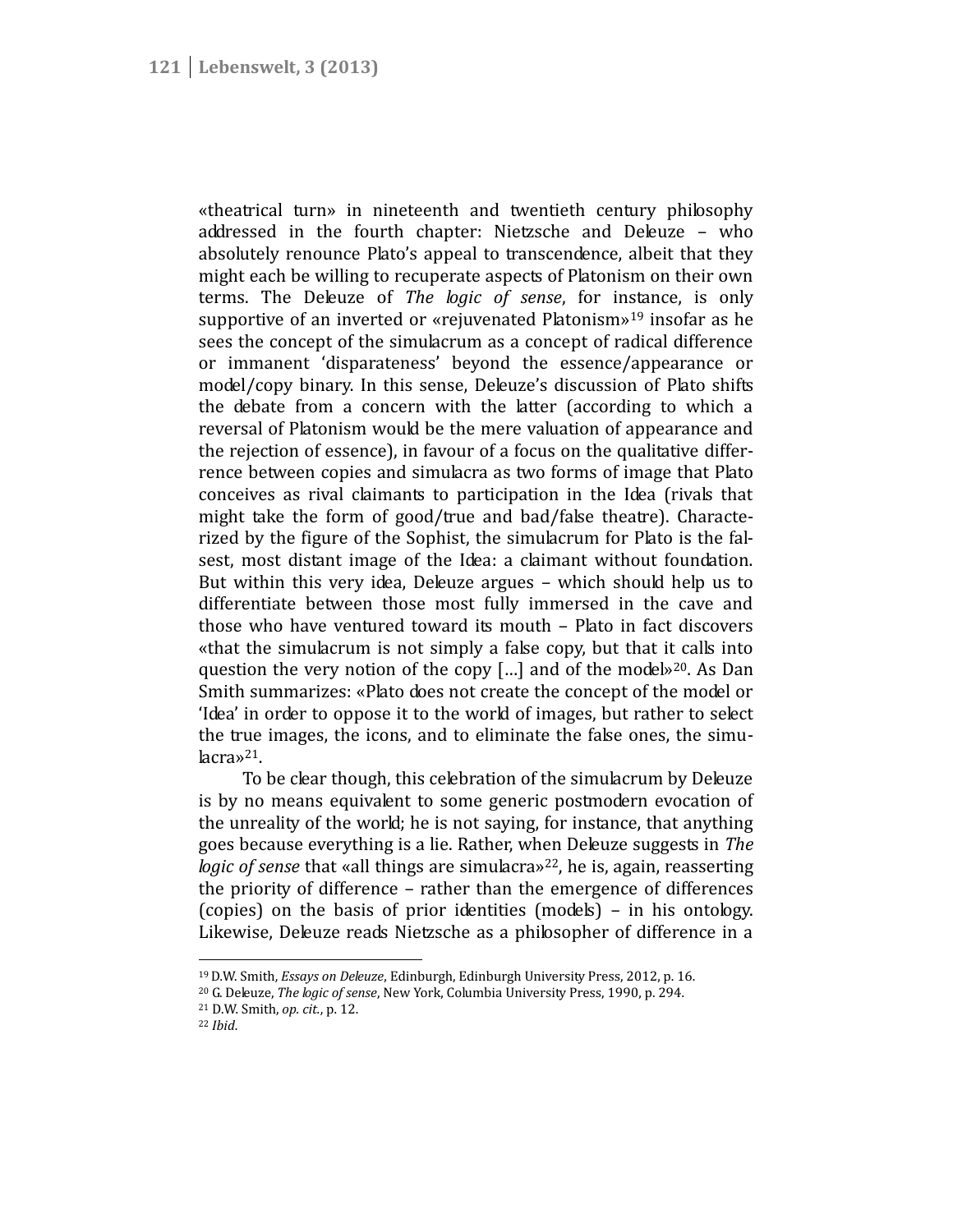«theatrical turn» in nineteenth and twentieth century philosophy addressed in the fourth chapter: Nietzsche and Deleuze – who absolutely renounce Plato's appeal to transcendence, albeit that they might each be willing to recuperate aspects of Platonism on their own terms. The Deleuze of *The logic of sense*, for instance, is only supportive of an inverted or «rejuvenated Platonism»[19] insofar as he sees the concept of the simulacrum as a concept of radical difference or immanent 'disparateness' beyond the essence/appearance or model/copy binary. In this sense, Deleuze's discussion of Plato shifts the debate from a concern with the latter (according to which a reversal of Platonism would be the mere valuation of appearance and the rejection of essence), in favour of a focus on the qualitative differrence between copies and simulacra as two forms of image that Plato conceives as rival claimants to participation in the Idea (rivals that might take the form of good/true and bad/false theatre). Characterized by the figure of the Sophist, the simulacrum for Plato is the falsest, most distant image of the Idea: a claimant without foundation. But within this very idea, Deleuze argues – which should help us to differentiate between those most fully immersed in the cave and those who have ventured toward its mouth – Plato in fact discovers «that the simulacrum is not simply a false copy, but that it calls into question the very notion of the copy […] and of the model»[20]. As Dan Smith summarizes: «Plato does not create the concept of the model or 'Idea' in order to oppose it to the world of images, but rather to select the true images, the icons, and to eliminate the false ones, the simulacra»[21].

To be clear though, this celebration of the simulacrum by Deleuze is by no means equivalent to some generic postmodern evocation of the unreality of the world; he is not saying, for instance, that anything goes because everything is a lie. Rather, when Deleuze suggests in *The logic of sense* that «all things are simulacra»[22], he is, again, reasserting the priority of difference – rather than the emergence of differences (copies) on the basis of prior identities (models) – in his ontology. Likewise, Deleuze reads Nietzsche as a philosopher of difference in a

---

[19] D.W. Smith, *Essays on Deleuze*, Edinburgh, Edinburgh University Press, 2012, p. 16.
[20] G. Deleuze, *The logic of sense*, New York, Columbia University Press, 1990, p. 294.
[21] D.W. Smith, *op. cit.*, p. 12.
[22] *Ibid*.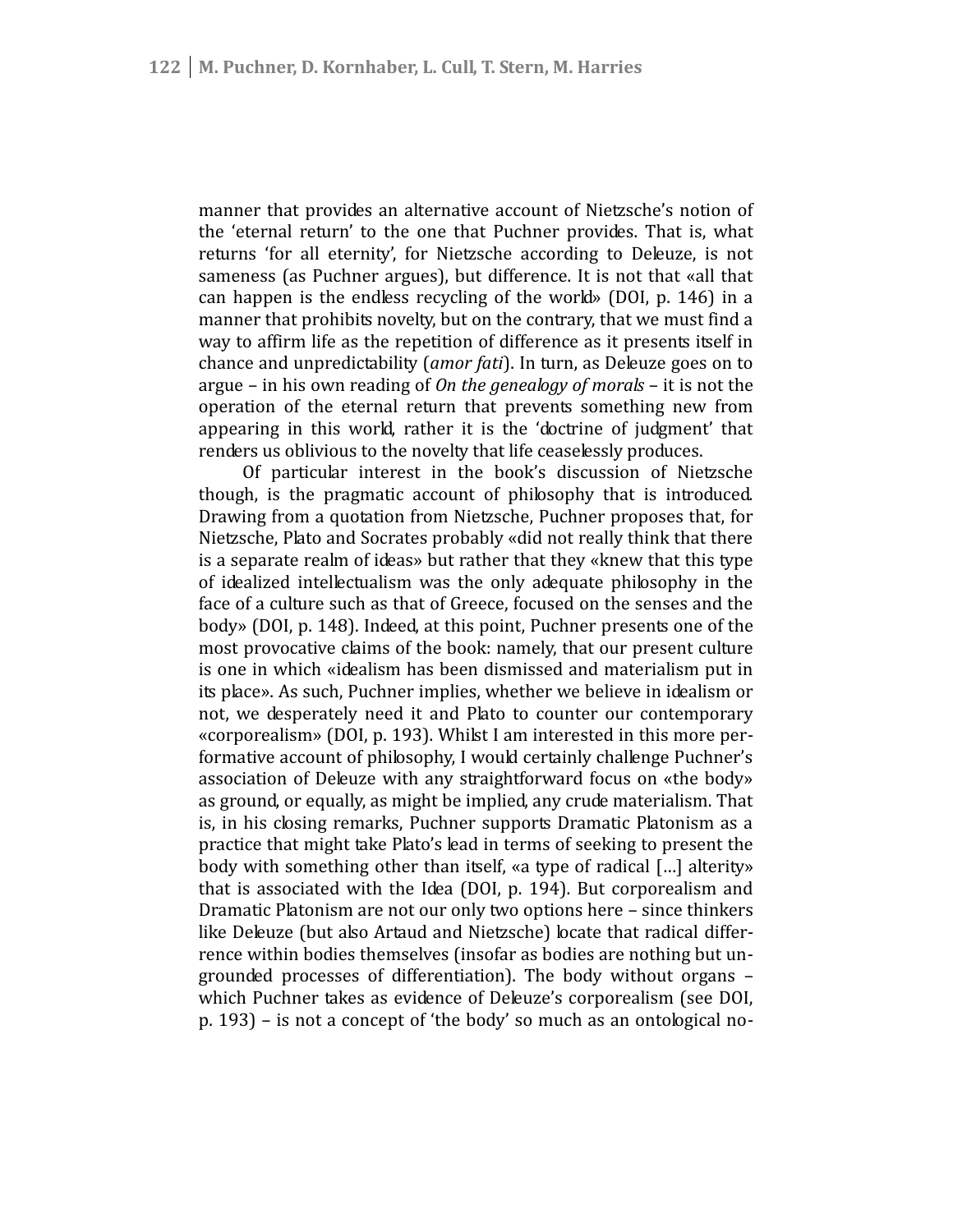manner that provides an alternative account of Nietzsche's notion of the 'eternal return' to the one that Puchner provides. That is, what returns 'for all eternity', for Nietzsche according to Deleuze, is not sameness (as Puchner argues), but difference. It is not that «all that can happen is the endless recycling of the world» (DOI, p. 146) in a manner that prohibits novelty, but on the contrary, that we must find a way to affirm life as the repetition of difference as it presents itself in chance and unpredictability (*amor fati*). In turn, as Deleuze goes on to argue – in his own reading of *On the genealogy of morals* – it is not the operation of the eternal return that prevents something new from appearing in this world, rather it is the 'doctrine of judgment' that renders us oblivious to the novelty that life ceaselessly produces.

Of particular interest in the book's discussion of Nietzsche though, is the pragmatic account of philosophy that is introduced. Drawing from a quotation from Nietzsche, Puchner proposes that, for Nietzsche, Plato and Socrates probably «did not really think that there is a separate realm of ideas» but rather that they «knew that this type of idealized intellectualism was the only adequate philosophy in the face of a culture such as that of Greece, focused on the senses and the body» (DOI, p. 148). Indeed, at this point, Puchner presents one of the most provocative claims of the book: namely, that our present culture is one in which «idealism has been dismissed and materialism put in its place». As such, Puchner implies, whether we believe in idealism or not, we desperately need it and Plato to counter our contemporary «corporealism» (DOI, p. 193). Whilst I am interested in this more performative account of philosophy, I would certainly challenge Puchner's association of Deleuze with any straightforward focus on «the body» as ground, or equally, as might be implied, any crude materialism. That is, in his closing remarks, Puchner supports Dramatic Platonism as a practice that might take Plato's lead in terms of seeking to present the body with something other than itself, «a type of radical […] alterity» that is associated with the Idea (DOI, p. 194). But corporealism and Dramatic Platonism are not our only two options here – since thinkers like Deleuze (but also Artaud and Nietzsche) locate that radical difference within bodies themselves (insofar as bodies are nothing but ungrounded processes of differentiation). The body without organs – which Puchner takes as evidence of Deleuze's corporealism (see DOI, p. 193) – is not a concept of 'the body' so much as an ontological no-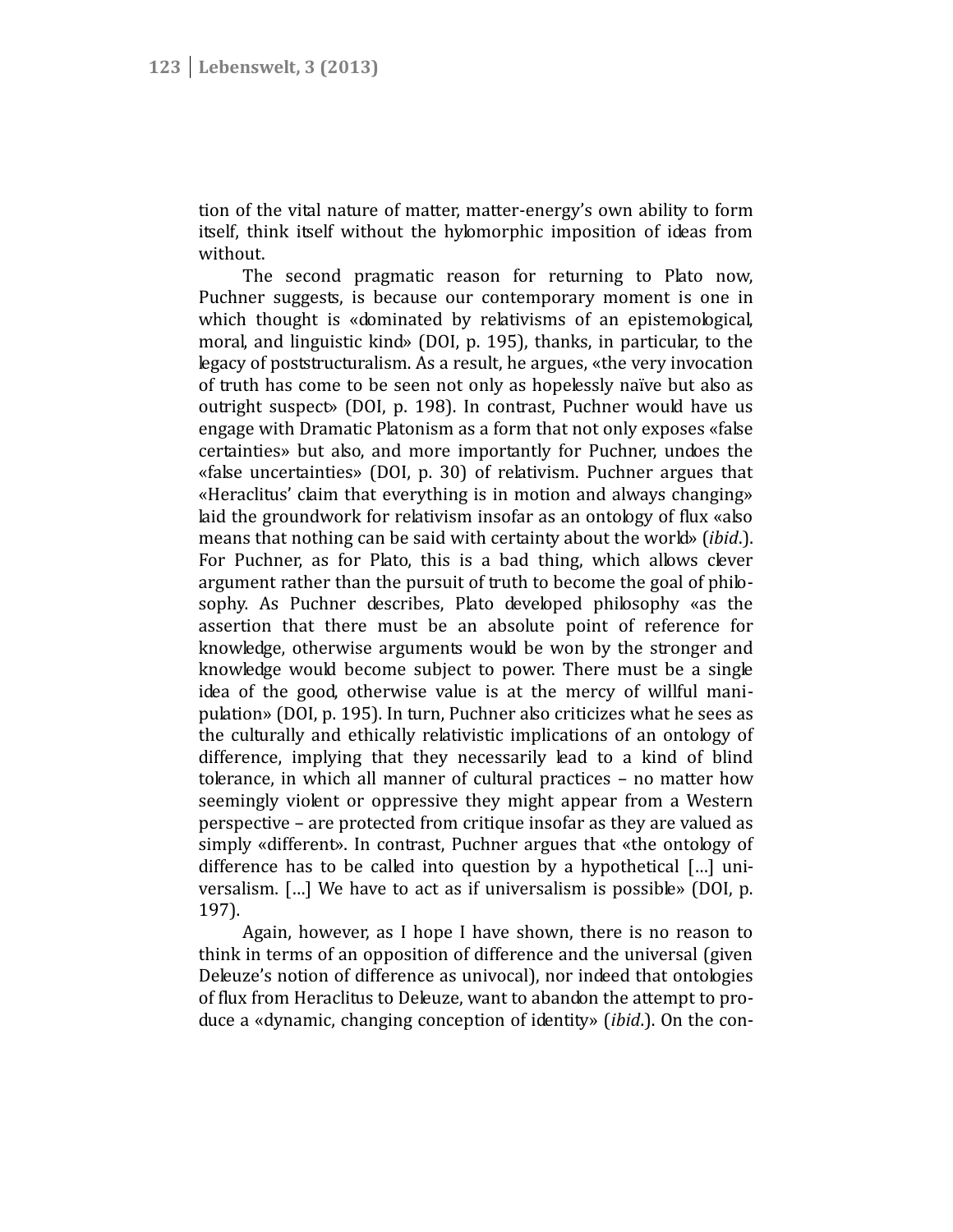tion of the vital nature of matter, matter-energy's own ability to form itself, think itself without the hylomorphic imposition of ideas from without.

The second pragmatic reason for returning to Plato now, Puchner suggests, is because our contemporary moment is one in which thought is «dominated by relativisms of an epistemological, moral, and linguistic kind» (DOI, p. 195), thanks, in particular, to the legacy of poststructuralism. As a result, he argues, «the very invocation of truth has come to be seen not only as hopelessly naïve but also as outright suspect» (DOI, p. 198). In contrast, Puchner would have us engage with Dramatic Platonism as a form that not only exposes «false certainties» but also, and more importantly for Puchner, undoes the «false uncertainties» (DOI, p. 30) of relativism. Puchner argues that «Heraclitus' claim that everything is in motion and always changing» laid the groundwork for relativism insofar as an ontology of flux «also means that nothing can be said with certainty about the world» (*ibid*.). For Puchner, as for Plato, this is a bad thing, which allows clever argument rather than the pursuit of truth to become the goal of philosophy. As Puchner describes, Plato developed philosophy «as the assertion that there must be an absolute point of reference for knowledge, otherwise arguments would be won by the stronger and knowledge would become subject to power. There must be a single idea of the good, otherwise value is at the mercy of willful manipulation» (DOI, p. 195). In turn, Puchner also criticizes what he sees as the culturally and ethically relativistic implications of an ontology of difference, implying that they necessarily lead to a kind of blind tolerance, in which all manner of cultural practices – no matter how seemingly violent or oppressive they might appear from a Western perspective – are protected from critique insofar as they are valued as simply «different». In contrast, Puchner argues that «the ontology of difference has to be called into question by a hypothetical [...] universalism. [...] We have to act as if universalism is possible» (DOI, p. 197).

Again, however, as I hope I have shown, there is no reason to think in terms of an opposition of difference and the universal (given Deleuze's notion of difference as univocal), nor indeed that ontologies of flux from Heraclitus to Deleuze, want to abandon the attempt to produce a «dynamic, changing conception of identity» (*ibid*.). On the con-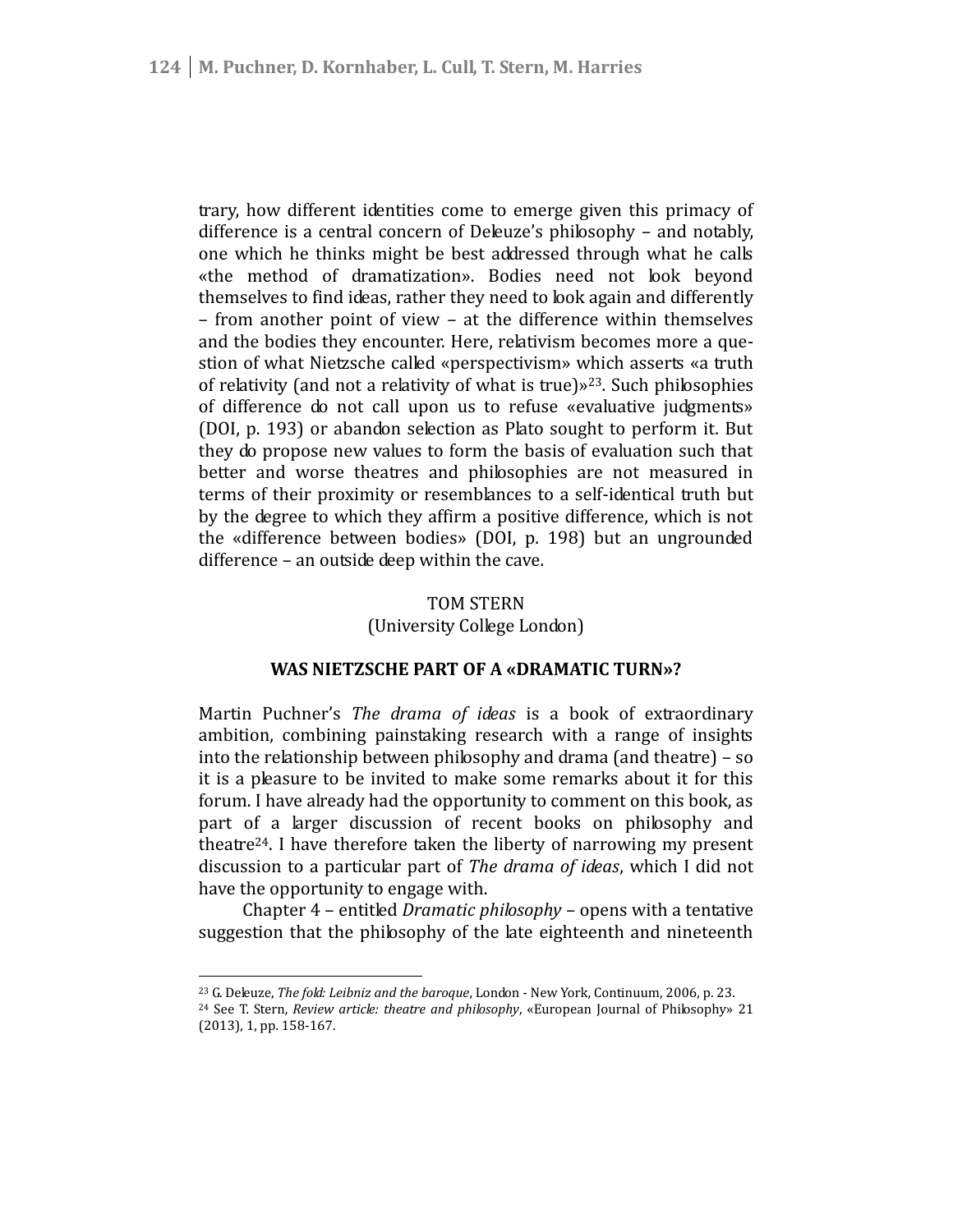trary, how different identities come to emerge given this primacy of difference is a central concern of Deleuze's philosophy – and notably, one which he thinks might be best addressed through what he calls «the method of dramatization». Bodies need not look beyond themselves to find ideas, rather they need to look again and differently – from another point of view – at the difference within themselves and the bodies they encounter. Here, relativism becomes more a question of what Nietzsche called «perspectivism» which asserts «a truth of relativity (and not a relativity of what is true)»[23]. Such philosophies of difference do not call upon us to refuse «evaluative judgments» (DOI, p. 193) or abandon selection as Plato sought to perform it. But they do propose new values to form the basis of evaluation such that better and worse theatres and philosophies are not measured in terms of their proximity or resemblances to a self-identical truth but by the degree to which they affirm a positive difference, which is not the «difference between bodies» (DOI, p. 198) but an ungrounded difference – an outside deep within the cave.

TOM STERN
(University College London)

## WAS NIETZSCHE PART OF A «DRAMATIC TURN»?

Martin Puchner's *The drama of ideas* is a book of extraordinary ambition, combining painstaking research with a range of insights into the relationship between philosophy and drama (and theatre) – so it is a pleasure to be invited to make some remarks about it for this forum. I have already had the opportunity to comment on this book, as part of a larger discussion of recent books on philosophy and theatre[24]. I have therefore taken the liberty of narrowing my present discussion to a particular part of *The drama of ideas*, which I did not have the opportunity to engage with.

Chapter 4 – entitled *Dramatic philosophy* – opens with a tentative suggestion that the philosophy of the late eighteenth and nineteenth

---

[23] G. Deleuze, *The fold: Leibniz and the baroque*, London - New York, Continuum, 2006, p. 23.

[24] See T. Stern, *Review article: theatre and philosophy*, «European Journal of Philosophy» 21 (2013), 1, pp. 158-167.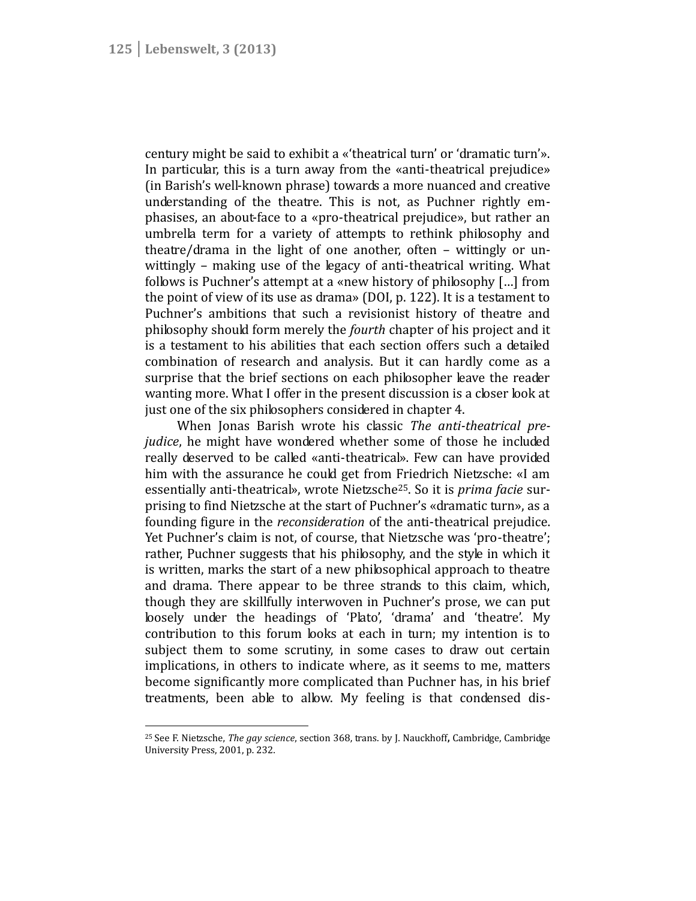century might be said to exhibit a «'theatrical turn' or 'dramatic turn'». In particular, this is a turn away from the «anti-theatrical prejudice» (in Barish's well-known phrase) towards a more nuanced and creative understanding of the theatre. This is not, as Puchner rightly emphasises, an about-face to a «pro-theatrical prejudice», but rather an umbrella term for a variety of attempts to rethink philosophy and theatre/drama in the light of one another, often – wittingly or unwittingly – making use of the legacy of anti-theatrical writing. What follows is Puchner's attempt at a «new history of philosophy [...] from the point of view of its use as drama» (DOI, p. 122). It is a testament to Puchner's ambitions that such a revisionist history of theatre and philosophy should form merely the *fourth* chapter of his project and it is a testament to his abilities that each section offers such a detailed combination of research and analysis. But it can hardly come as a surprise that the brief sections on each philosopher leave the reader wanting more. What I offer in the present discussion is a closer look at just one of the six philosophers considered in chapter 4.

When Jonas Barish wrote his classic *The anti-theatrical prejudice*, he might have wondered whether some of those he included really deserved to be called «anti-theatrical». Few can have provided him with the assurance he could get from Friedrich Nietzsche: «I am essentially anti-theatrical», wrote Nietzsche[25]. So it is *prima facie* surprising to find Nietzsche at the start of Puchner's «dramatic turn», as a founding figure in the *reconsideration* of the anti-theatrical prejudice. Yet Puchner's claim is not, of course, that Nietzsche was 'pro-theatre'; rather, Puchner suggests that his philosophy, and the style in which it is written, marks the start of a new philosophical approach to theatre and drama. There appear to be three strands to this claim, which, though they are skillfully interwoven in Puchner's prose, we can put loosely under the headings of 'Plato', 'drama' and 'theatre'. My contribution to this forum looks at each in turn; my intention is to subject them to some scrutiny, in some cases to draw out certain implications, in others to indicate where, as it seems to me, matters become significantly more complicated than Puchner has, in his brief treatments, been able to allow. My feeling is that condensed dis-

[25] See F. Nietzsche, *The gay science*, section 368, trans. by J. Nauckhoff, Cambridge, Cambridge University Press, 2001, p. 232.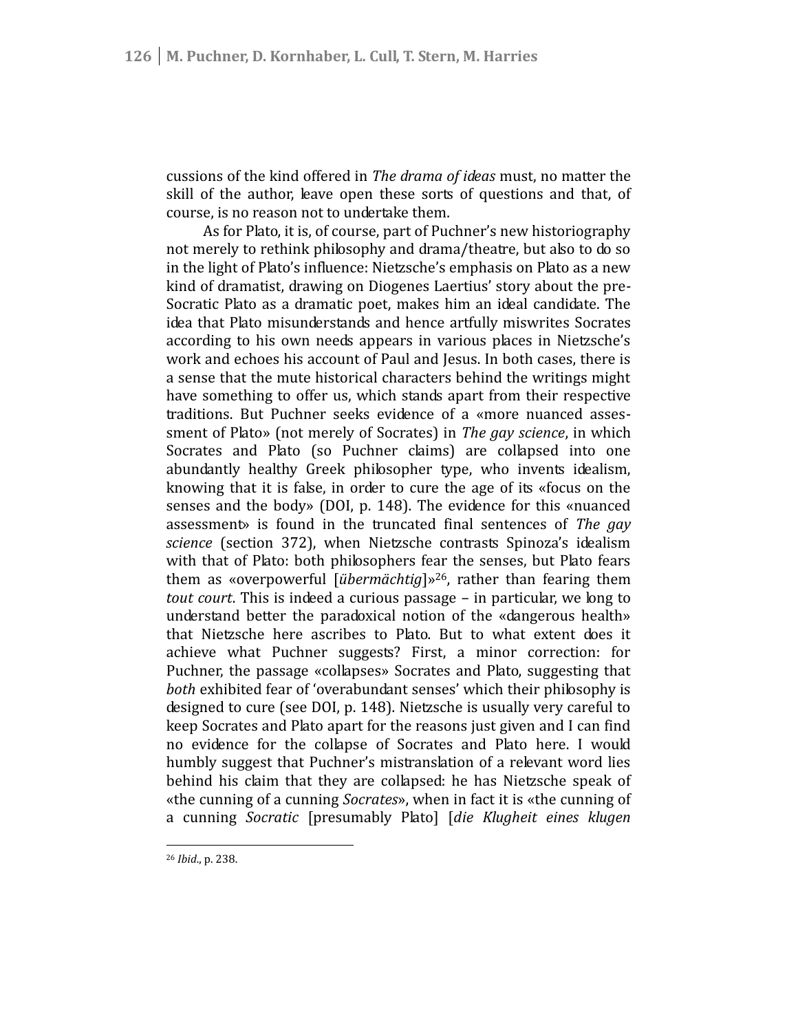cussions of the kind offered in *The drama of ideas* must, no matter the skill of the author, leave open these sorts of questions and that, of course, is no reason not to undertake them.

As for Plato, it is, of course, part of Puchner's new historiography not merely to rethink philosophy and drama/theatre, but also to do so in the light of Plato's influence: Nietzsche's emphasis on Plato as a new kind of dramatist, drawing on Diogenes Laertius' story about the pre-Socratic Plato as a dramatic poet, makes him an ideal candidate. The idea that Plato misunderstands and hence artfully miswrites Socrates according to his own needs appears in various places in Nietzsche's work and echoes his account of Paul and Jesus. In both cases, there is a sense that the mute historical characters behind the writings might have something to offer us, which stands apart from their respective traditions. But Puchner seeks evidence of a «more nuanced assessment of Plato» (not merely of Socrates) in *The gay science*, in which Socrates and Plato (so Puchner claims) are collapsed into one abundantly healthy Greek philosopher type, who invents idealism, knowing that it is false, in order to cure the age of its «focus on the senses and the body» (DOI, p. 148). The evidence for this «nuanced assessment» is found in the truncated final sentences of *The gay science* (section 372), when Nietzsche contrasts Spinoza's idealism with that of Plato: both philosophers fear the senses, but Plato fears them as «overpowerful [*übermächtig*]»[26], rather than fearing them *tout court*. This is indeed a curious passage – in particular, we long to understand better the paradoxical notion of the «dangerous health» that Nietzsche here ascribes to Plato. But to what extent does it achieve what Puchner suggests? First, a minor correction: for Puchner, the passage «collapses» Socrates and Plato, suggesting that *both* exhibited fear of 'overabundant senses' which their philosophy is designed to cure (see DOI, p. 148). Nietzsche is usually very careful to keep Socrates and Plato apart for the reasons just given and I can find no evidence for the collapse of Socrates and Plato here. I would humbly suggest that Puchner's mistranslation of a relevant word lies behind his claim that they are collapsed: he has Nietzsche speak of «the cunning of a cunning *Socrates*», when in fact it is «the cunning of a cunning *Socratic* [presumably Plato] [*die Klugheit eines klugen*

---

[26] *Ibid*., p. 238.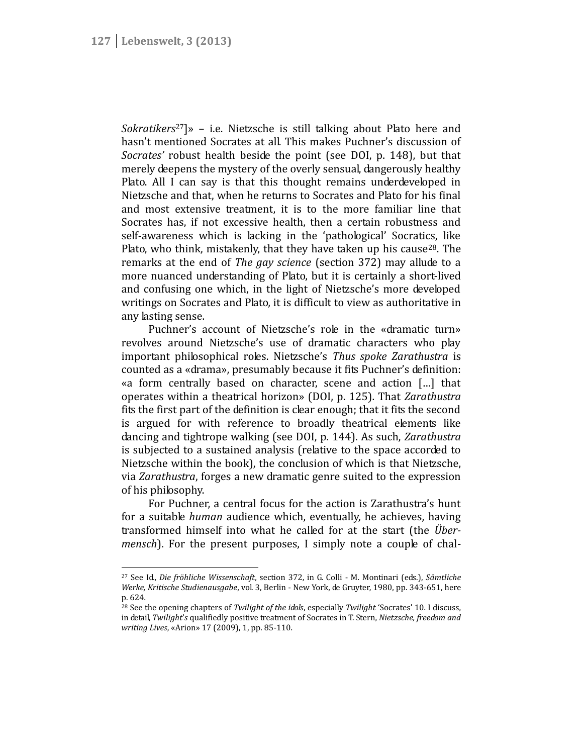*Sokratikers*[27]» – i.e. Nietzsche is still talking about Plato here and hasn't mentioned Socrates at all. This makes Puchner's discussion of *Socrates'* robust health beside the point (see DOI, p. 148), but that merely deepens the mystery of the overly sensual, dangerously healthy Plato. All I can say is that this thought remains underdeveloped in Nietzsche and that, when he returns to Socrates and Plato for his final and most extensive treatment, it is to the more familiar line that Socrates has, if not excessive health, then a certain robustness and self-awareness which is lacking in the 'pathological' Socratics, like Plato, who think, mistakenly, that they have taken up his cause[28]. The remarks at the end of *The gay science* (section 372) may allude to a more nuanced understanding of Plato, but it is certainly a short-lived and confusing one which, in the light of Nietzsche's more developed writings on Socrates and Plato, it is difficult to view as authoritative in any lasting sense.

Puchner's account of Nietzsche's role in the «dramatic turn» revolves around Nietzsche's use of dramatic characters who play important philosophical roles. Nietzsche's *Thus spoke Zarathustra* is counted as a «drama», presumably because it fits Puchner's definition: «a form centrally based on character, scene and action [...] that operates within a theatrical horizon» (DOI, p. 125). That *Zarathustra* fits the first part of the definition is clear enough; that it fits the second is argued for with reference to broadly theatrical elements like dancing and tightrope walking (see DOI, p. 144). As such, *Zarathustra* is subjected to a sustained analysis (relative to the space accorded to Nietzsche within the book), the conclusion of which is that Nietzsche, via *Zarathustra*, forges a new dramatic genre suited to the expression of his philosophy.

For Puchner, a central focus for the action is Zarathustra's hunt for a suitable *human* audience which, eventually, he achieves, having transformed himself into what he called for at the start (the *Übermensch*). For the present purposes, I simply note a couple of chal-

---

[27] See Id., *Die fröhliche Wissenschaft*, section 372, in G. Colli - M. Montinari (eds.), *Sämtliche Werke, Kritische Studienausgabe*, vol. 3, Berlin - New York, de Gruyter, 1980, pp. 343-651, here p. 624.

[28] See the opening chapters of *Twilight of the idols*, especially *Twilight* 'Socrates' 10. I discuss, in detail, *Twilight's* qualifiedly positive treatment of Socrates in T. Stern, *Nietzsche, freedom and writing Lives*, «Arion» 17 (2009), 1, pp. 85-110.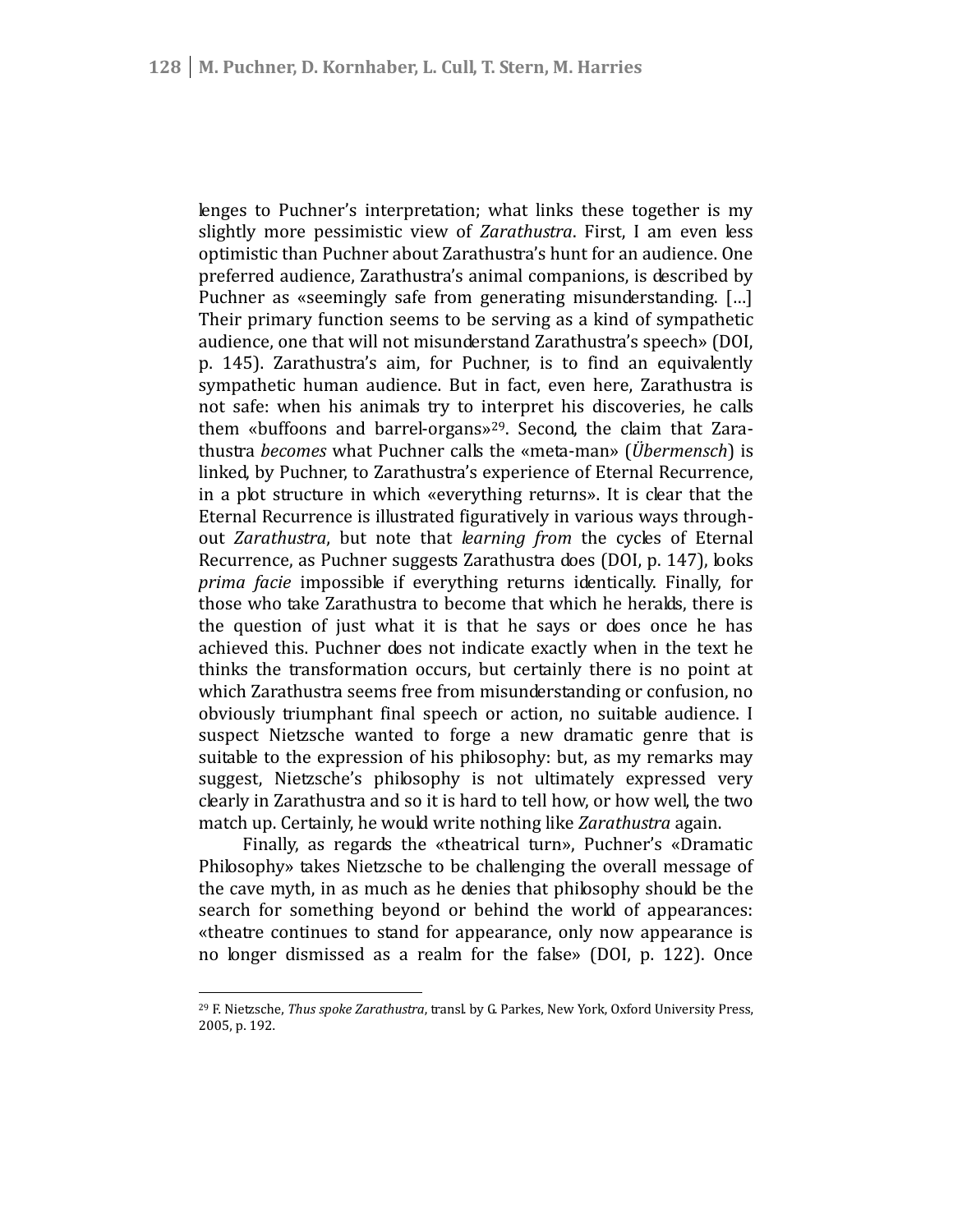lenges to Puchner's interpretation; what links these together is my slightly more pessimistic view of *Zarathustra*. First, I am even less optimistic than Puchner about Zarathustra's hunt for an audience. One preferred audience, Zarathustra's animal companions, is described by Puchner as «seemingly safe from generating misunderstanding. […] Their primary function seems to be serving as a kind of sympathetic audience, one that will not misunderstand Zarathustra's speech» (DOI, p. 145). Zarathustra's aim, for Puchner, is to find an equivalently sympathetic human audience. But in fact, even here, Zarathustra is not safe: when his animals try to interpret his discoveries, he calls them «buffoons and barrel-organs»[29]. Second, the claim that Zarathustra *becomes* what Puchner calls the «meta-man» (*Übermensch*) is linked, by Puchner, to Zarathustra's experience of Eternal Recurrence, in a plot structure in which «everything returns». It is clear that the Eternal Recurrence is illustrated figuratively in various ways throughout *Zarathustra*, but note that *learning from* the cycles of Eternal Recurrence, as Puchner suggests Zarathustra does (DOI, p. 147), looks *prima facie* impossible if everything returns identically. Finally, for those who take Zarathustra to become that which he heralds, there is the question of just what it is that he says or does once he has achieved this. Puchner does not indicate exactly when in the text he thinks the transformation occurs, but certainly there is no point at which Zarathustra seems free from misunderstanding or confusion, no obviously triumphant final speech or action, no suitable audience. I suspect Nietzsche wanted to forge a new dramatic genre that is suitable to the expression of his philosophy: but, as my remarks may suggest, Nietzsche's philosophy is not ultimately expressed very clearly in Zarathustra and so it is hard to tell how, or how well, the two match up. Certainly, he would write nothing like *Zarathustra* again.

Finally, as regards the «theatrical turn», Puchner's «Dramatic Philosophy» takes Nietzsche to be challenging the overall message of the cave myth, in as much as he denies that philosophy should be the search for something beyond or behind the world of appearances: «theatre continues to stand for appearance, only now appearance is no longer dismissed as a realm for the false» (DOI, p. 122). Once

[29] F. Nietzsche, *Thus spoke Zarathustra*, transl. by G. Parkes, New York, Oxford University Press, 2005, p. 192.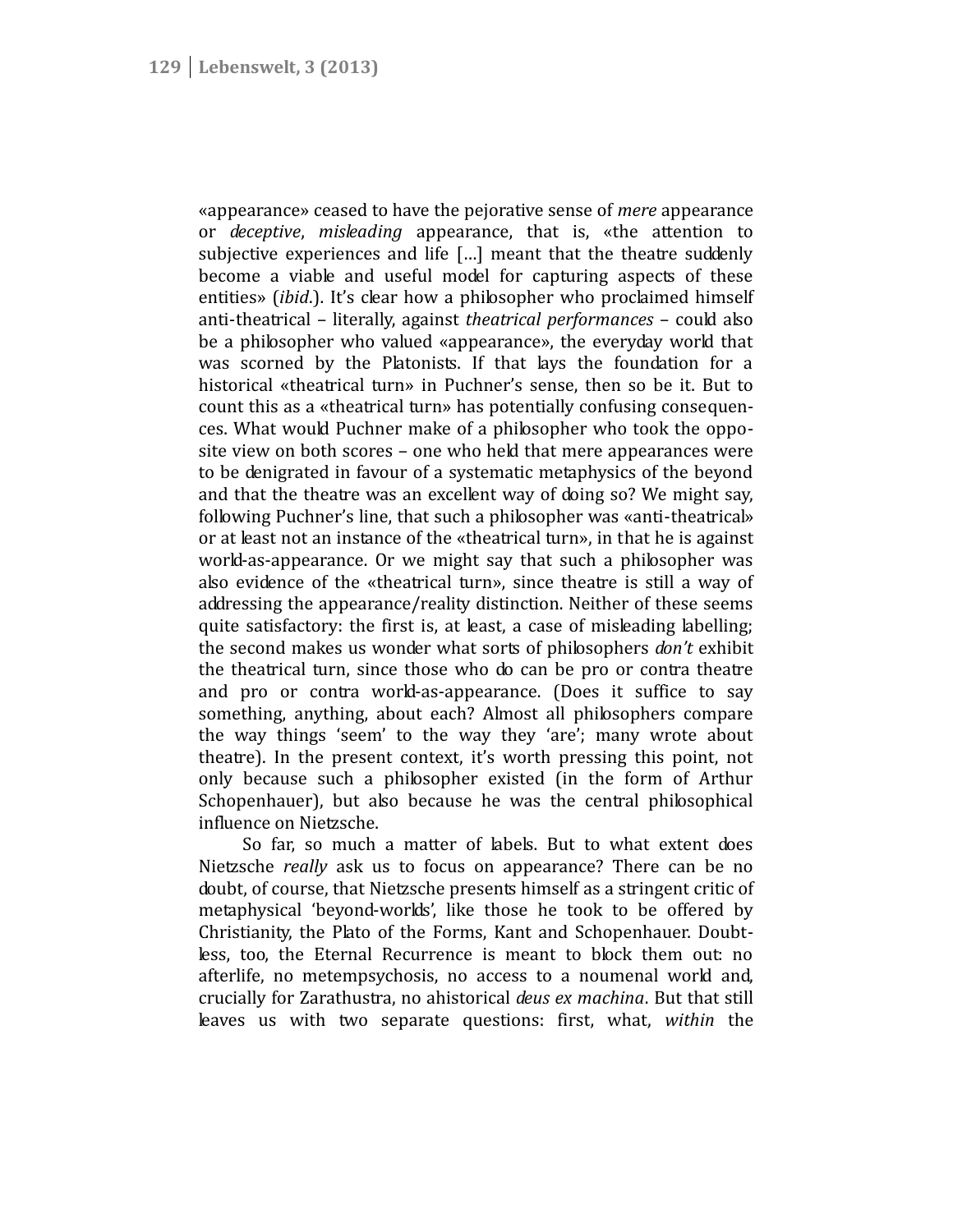«appearance» ceased to have the pejorative sense of *mere* appearance or *deceptive*, *misleading* appearance, that is, «the attention to subjective experiences and life […] meant that the theatre suddenly become a viable and useful model for capturing aspects of these entities» (*ibid*.). It's clear how a philosopher who proclaimed himself anti-theatrical – literally, against *theatrical performances* – could also be a philosopher who valued «appearance», the everyday world that was scorned by the Platonists. If that lays the foundation for a historical «theatrical turn» in Puchner's sense, then so be it. But to count this as a «theatrical turn» has potentially confusing consequences. What would Puchner make of a philosopher who took the opposite view on both scores – one who held that mere appearances were to be denigrated in favour of a systematic metaphysics of the beyond and that the theatre was an excellent way of doing so? We might say, following Puchner's line, that such a philosopher was «anti-theatrical» or at least not an instance of the «theatrical turn», in that he is against world-as-appearance. Or we might say that such a philosopher was also evidence of the «theatrical turn», since theatre is still a way of addressing the appearance/reality distinction. Neither of these seems quite satisfactory: the first is, at least, a case of misleading labelling; the second makes us wonder what sorts of philosophers *don't* exhibit the theatrical turn, since those who do can be pro or contra theatre and pro or contra world-as-appearance. (Does it suffice to say something, anything, about each? Almost all philosophers compare the way things 'seem' to the way they 'are'; many wrote about theatre). In the present context, it's worth pressing this point, not only because such a philosopher existed (in the form of Arthur Schopenhauer), but also because he was the central philosophical influence on Nietzsche.

So far, so much a matter of labels. But to what extent does Nietzsche *really* ask us to focus on appearance? There can be no doubt, of course, that Nietzsche presents himself as a stringent critic of metaphysical 'beyond-worlds', like those he took to be offered by Christianity, the Plato of the Forms, Kant and Schopenhauer. Doubtless, too, the Eternal Recurrence is meant to block them out: no afterlife, no metempsychosis, no access to a noumenal world and, crucially for Zarathustra, no ahistorical *deus ex machina*. But that still leaves us with two separate questions: first, what, *within* the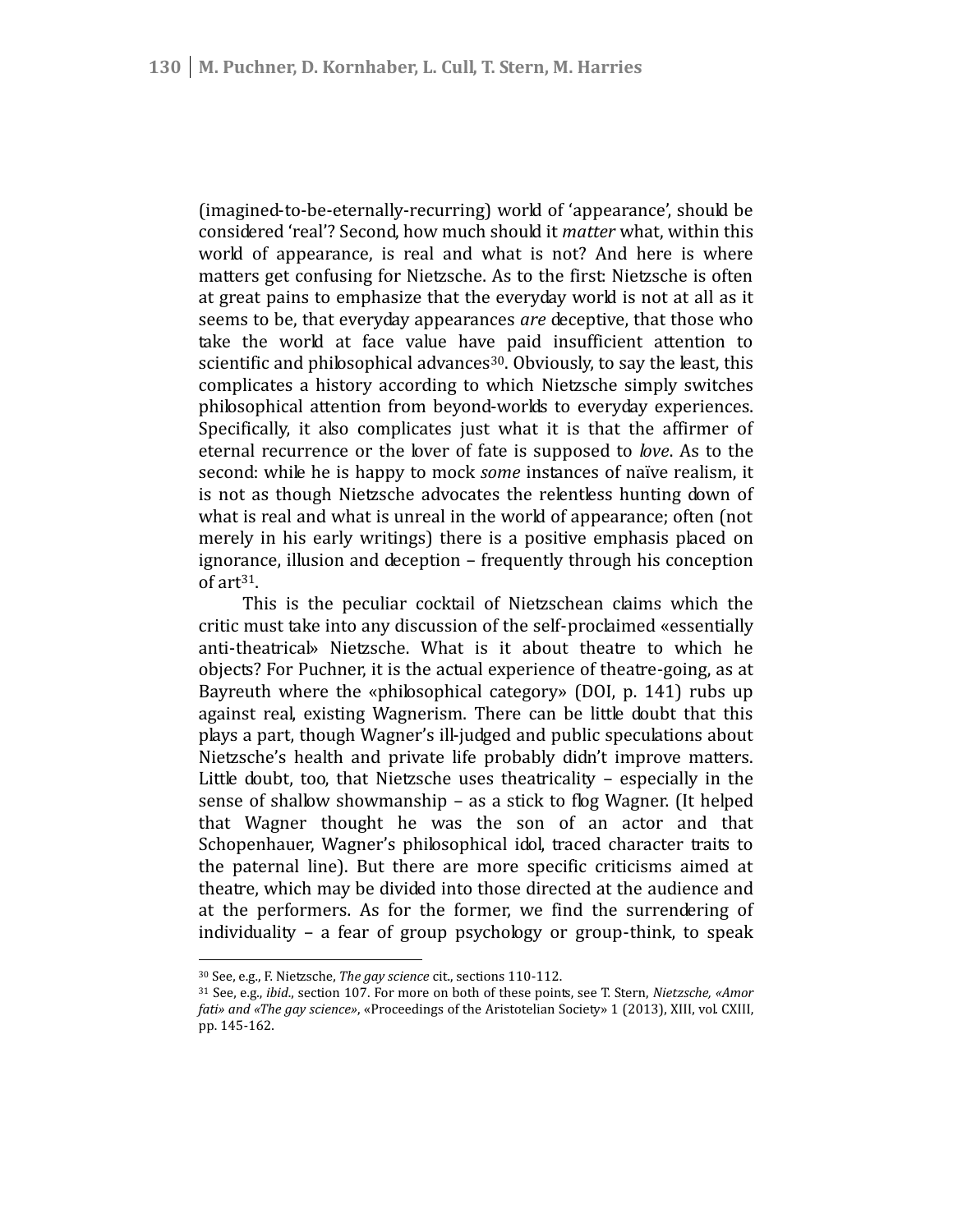(imagined-to-be-eternally-recurring) world of 'appearance', should be considered 'real'? Second, how much should it *matter* what, within this world of appearance, is real and what is not? And here is where matters get confusing for Nietzsche. As to the first: Nietzsche is often at great pains to emphasize that the everyday world is not at all as it seems to be, that everyday appearances *are* deceptive, that those who take the world at face value have paid insufficient attention to scientific and philosophical advances[30]. Obviously, to say the least, this complicates a history according to which Nietzsche simply switches philosophical attention from beyond-worlds to everyday experiences. Specifically, it also complicates just what it is that the affirmer of eternal recurrence or the lover of fate is supposed to *love*. As to the second: while he is happy to mock *some* instances of naïve realism, it is not as though Nietzsche advocates the relentless hunting down of what is real and what is unreal in the world of appearance; often (not merely in his early writings) there is a positive emphasis placed on ignorance, illusion and deception – frequently through his conception of art[31].

This is the peculiar cocktail of Nietzschean claims which the critic must take into any discussion of the self-proclaimed «essentially anti-theatrical» Nietzsche. What is it about theatre to which he objects? For Puchner, it is the actual experience of theatre-going, as at Bayreuth where the «philosophical category» (DOI, p. 141) rubs up against real, existing Wagnerism. There can be little doubt that this plays a part, though Wagner's ill-judged and public speculations about Nietzsche's health and private life probably didn't improve matters. Little doubt, too, that Nietzsche uses theatricality – especially in the sense of shallow showmanship – as a stick to flog Wagner. (It helped that Wagner thought he was the son of an actor and that Schopenhauer, Wagner's philosophical idol, traced character traits to the paternal line). But there are more specific criticisms aimed at theatre, which may be divided into those directed at the audience and at the performers. As for the former, we find the surrendering of individuality – a fear of group psychology or group-think, to speak

---

[30] See, e.g., F. Nietzsche, *The gay science* cit., sections 110-112.

[31] See, e.g., *ibid.*, section 107. For more on both of these points, see T. Stern, *Nietzsche, «Amor fati» and «The gay science»*, «Proceedings of the Aristotelian Society» 1 (2013), XIII, vol. CXIII, pp. 145-162.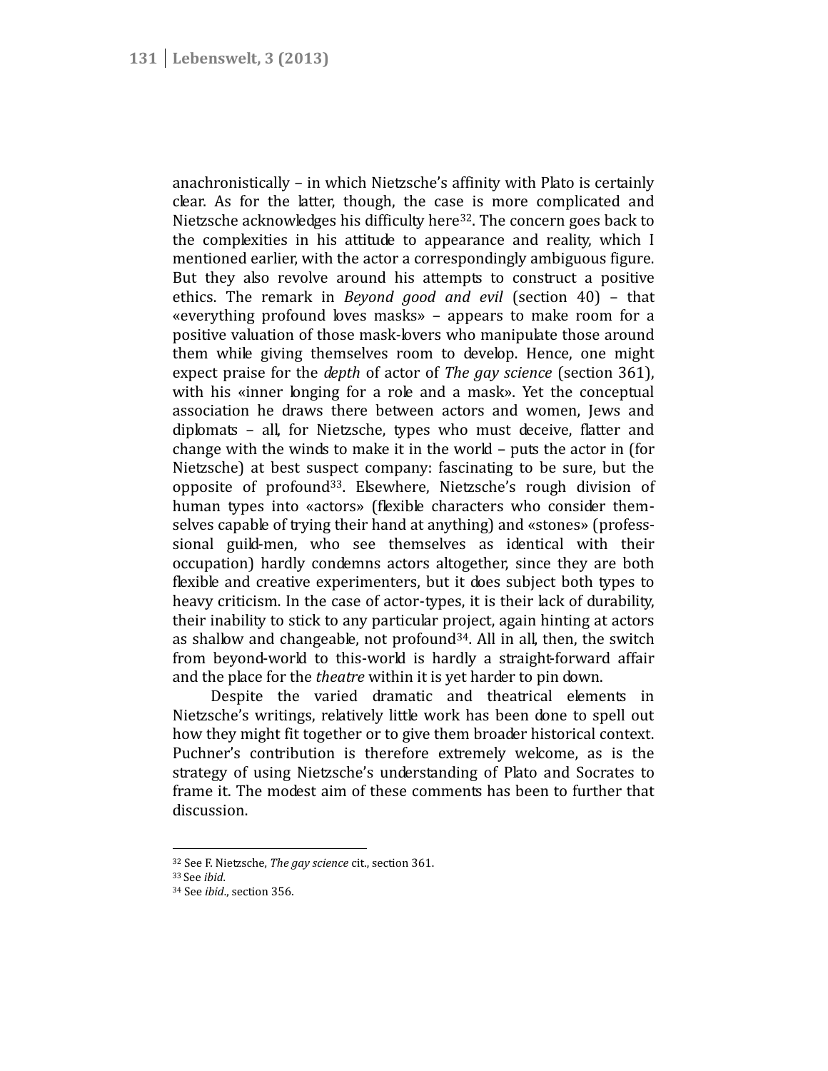anachronistically – in which Nietzsche's affinity with Plato is certainly clear. As for the latter, though, the case is more complicated and Nietzsche acknowledges his difficulty here[32]. The concern goes back to the complexities in his attitude to appearance and reality, which I mentioned earlier, with the actor a correspondingly ambiguous figure. But they also revolve around his attempts to construct a positive ethics. The remark in *Beyond good and evil* (section 40) – that «everything profound loves masks» – appears to make room for a positive valuation of those mask-lovers who manipulate those around them while giving themselves room to develop. Hence, one might expect praise for the *depth* of actor of *The gay science* (section 361), with his «inner longing for a role and a mask». Yet the conceptual association he draws there between actors and women, Jews and diplomats – all, for Nietzsche, types who must deceive, flatter and change with the winds to make it in the world – puts the actor in (for Nietzsche) at best suspect company: fascinating to be sure, but the opposite of profound[33]. Elsewhere, Nietzsche's rough division of human types into «actors» (flexible characters who consider themselves capable of trying their hand at anything) and «stones» (professsional guild-men, who see themselves as identical with their occupation) hardly condemns actors altogether, since they are both flexible and creative experimenters, but it does subject both types to heavy criticism. In the case of actor-types, it is their lack of durability, their inability to stick to any particular project, again hinting at actors as shallow and changeable, not profound[34]. All in all, then, the switch from beyond-world to this-world is hardly a straight-forward affair and the place for the *theatre* within it is yet harder to pin down.

Despite the varied dramatic and theatrical elements in Nietzsche's writings, relatively little work has been done to spell out how they might fit together or to give them broader historical context. Puchner's contribution is therefore extremely welcome, as is the strategy of using Nietzsche's understanding of Plato and Socrates to frame it. The modest aim of these comments has been to further that discussion.

---

[32] See F. Nietzsche, *The gay science* cit., section 361.

[33] See *ibid*.

[34] See *ibid*., section 356.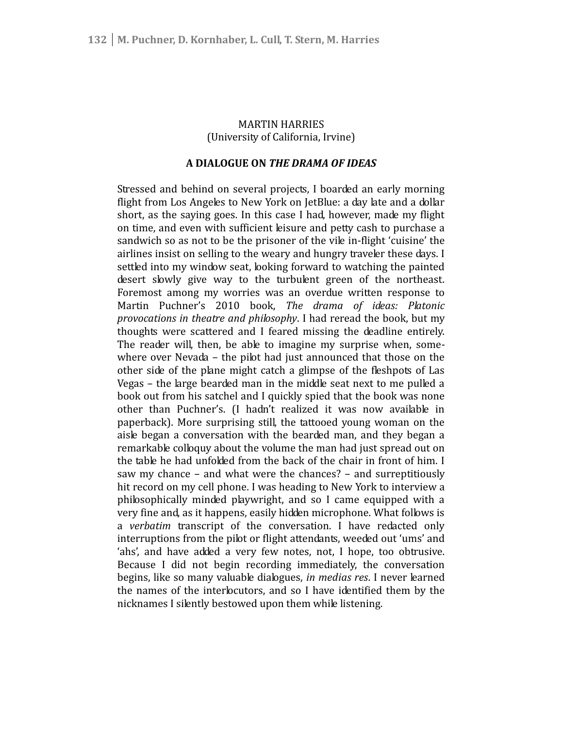MARTIN HARRIES
(University of California, Irvine)

## A DIALOGUE ON *THE DRAMA OF IDEAS*

Stressed and behind on several projects, I boarded an early morning flight from Los Angeles to New York on JetBlue: a day late and a dollar short, as the saying goes. In this case I had, however, made my flight on time, and even with sufficient leisure and petty cash to purchase a sandwich so as not to be the prisoner of the vile in-flight 'cuisine' the airlines insist on selling to the weary and hungry traveler these days. I settled into my window seat, looking forward to watching the painted desert slowly give way to the turbulent green of the northeast. Foremost among my worries was an overdue written response to Martin Puchner's 2010 book, *The drama of ideas: Platonic provocations in theatre and philosophy*. I had reread the book, but my thoughts were scattered and I feared missing the deadline entirely. The reader will, then, be able to imagine my surprise when, somewhere over Nevada – the pilot had just announced that those on the other side of the plane might catch a glimpse of the fleshpots of Las Vegas – the large bearded man in the middle seat next to me pulled a book out from his satchel and I quickly spied that the book was none other than Puchner's. (I hadn't realized it was now available in paperback). More surprising still, the tattooed young woman on the aisle began a conversation with the bearded man, and they began a remarkable colloquy about the volume the man had just spread out on the table he had unfolded from the back of the chair in front of him. I saw my chance – and what were the chances? – and surreptitiously hit record on my cell phone. I was heading to New York to interview a philosophically minded playwright, and so I came equipped with a very fine and, as it happens, easily hidden microphone. What follows is a *verbatim* transcript of the conversation. I have redacted only interruptions from the pilot or flight attendants, weeded out 'ums' and 'ahs', and have added a very few notes, not, I hope, too obtrusive. Because I did not begin recording immediately, the conversation begins, like so many valuable dialogues, *in medias res*. I never learned the names of the interlocutors, and so I have identified them by the nicknames I silently bestowed upon them while listening.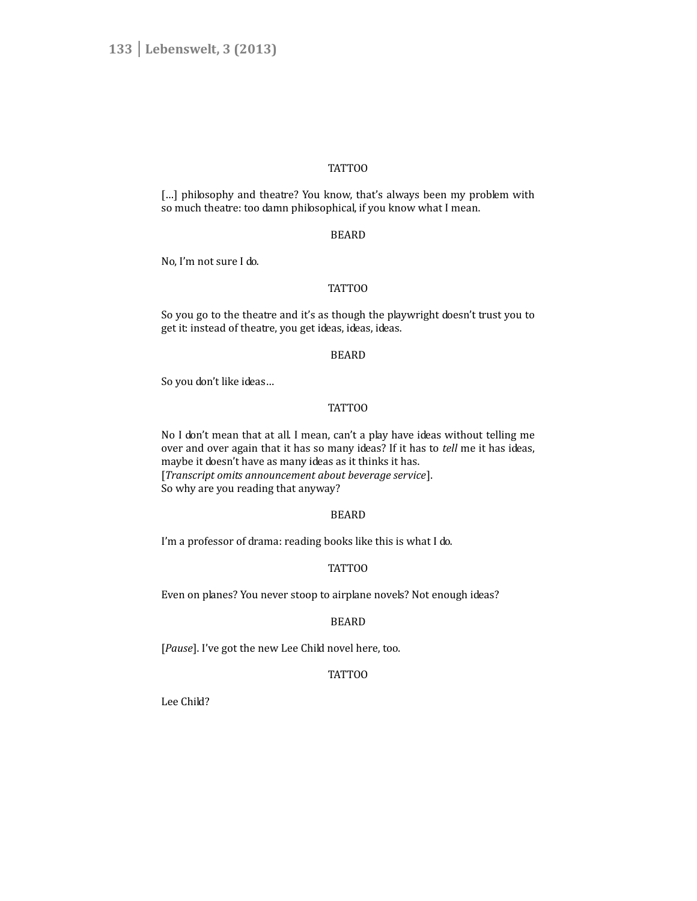TATTOO

[…] philosophy and theatre? You know, that's always been my problem with so much theatre: too damn philosophical, if you know what I mean.

BEARD

No, I'm not sure I do.

TATTOO

So you go to the theatre and it's as though the playwright doesn't trust you to get it: instead of theatre, you get ideas, ideas, ideas.

BEARD

So you don't like ideas…

TATTOO

No I don't mean that at all. I mean, can't a play have ideas without telling me over and over again that it has so many ideas? If it has to *tell* me it has ideas, maybe it doesn't have as many ideas as it thinks it has.
[*Transcript omits announcement about beverage service*].
So why are you reading that anyway?

BEARD

I'm a professor of drama: reading books like this is what I do.

TATTOO

Even on planes? You never stoop to airplane novels? Not enough ideas?

BEARD

[*Pause*]. I've got the new Lee Child novel here, too.

TATTOO

Lee Child?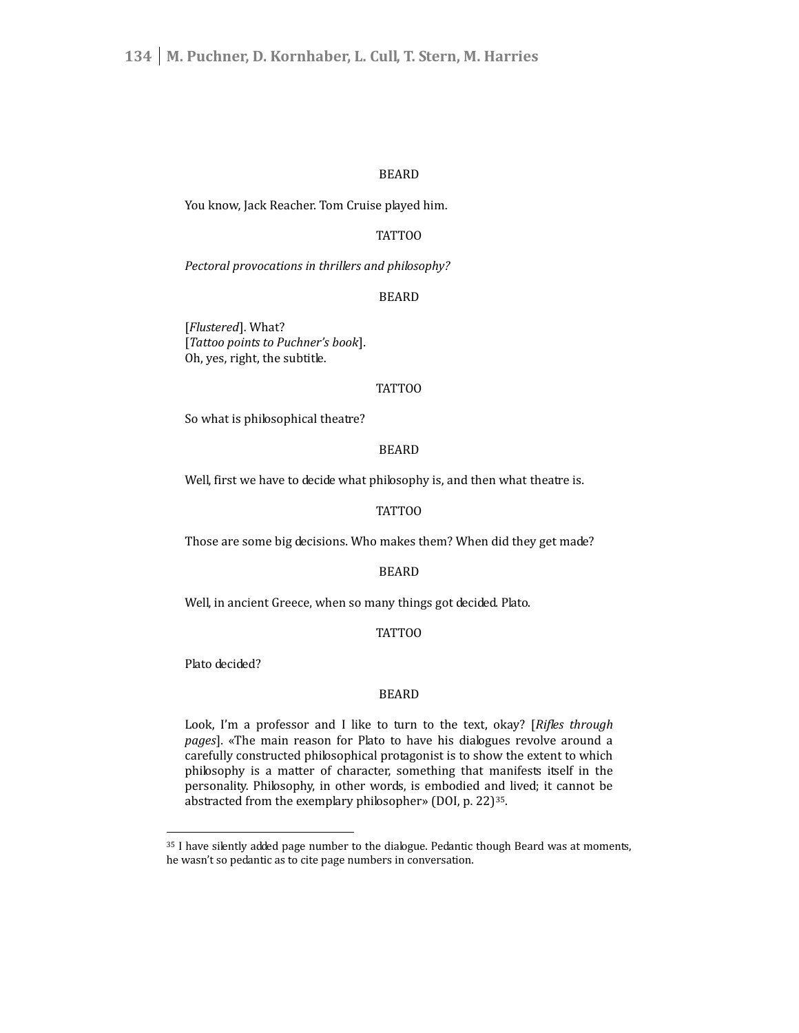BEARD

You know, Jack Reacher. Tom Cruise played him.

TATTOO

*Pectoral provocations in thrillers and philosophy?*

BEARD

[*Flustered*]. What?
[*Tattoo points to Puchner's book*].
Oh, yes, right, the subtitle.

TATTOO

So what is philosophical theatre?

BEARD

Well, first we have to decide what philosophy is, and then what theatre is.

TATTOO

Those are some big decisions. Who makes them? When did they get made?

BEARD

Well, in ancient Greece, when so many things got decided. Plato.

TATTOO

Plato decided?

BEARD

Look, I'm a professor and I like to turn to the text, okay? [*Rifles through pages*]. «The main reason for Plato to have his dialogues revolve around a carefully constructed philosophical protagonist is to show the extent to which philosophy is a matter of character, something that manifests itself in the personality. Philosophy, in other words, is embodied and lived; it cannot be abstracted from the exemplary philosopher» (DOI, p. 22)[35].

---

[35] I have silently added page number to the dialogue. Pedantic though Beard was at moments, he wasn't so pedantic as to cite page numbers in conversation.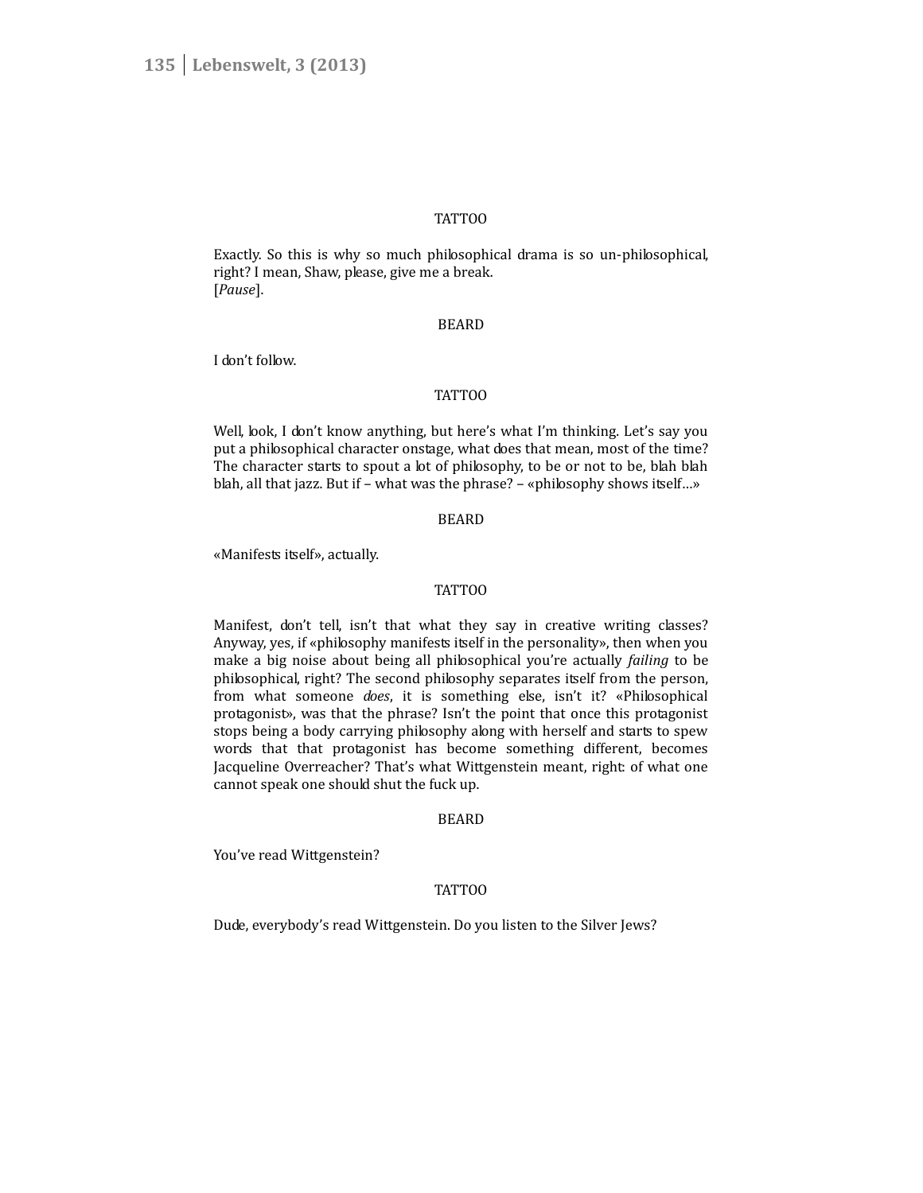TATTOO

Exactly. So this is why so much philosophical drama is so un-philosophical, right? I mean, Shaw, please, give me a break.
[*Pause*].

BEARD

I don't follow.

TATTOO

Well, look, I don't know anything, but here's what I'm thinking. Let's say you put a philosophical character onstage, what does that mean, most of the time? The character starts to spout a lot of philosophy, to be or not to be, blah blah blah, all that jazz. But if – what was the phrase? – «philosophy shows itself…»

BEARD

«Manifests itself», actually.

TATTOO

Manifest, don't tell, isn't that what they say in creative writing classes? Anyway, yes, if «philosophy manifests itself in the personality», then when you make a big noise about being all philosophical you're actually *failing* to be philosophical, right? The second philosophy separates itself from the person, from what someone *does*, it is something else, isn't it? «Philosophical protagonist», was that the phrase? Isn't the point that once this protagonist stops being a body carrying philosophy along with herself and starts to spew words that that protagonist has become something different, becomes Jacqueline Overreacher? That's what Wittgenstein meant, right: of what one cannot speak one should shut the fuck up.

BEARD

You've read Wittgenstein?

TATTOO

Dude, everybody's read Wittgenstein. Do you listen to the Silver Jews?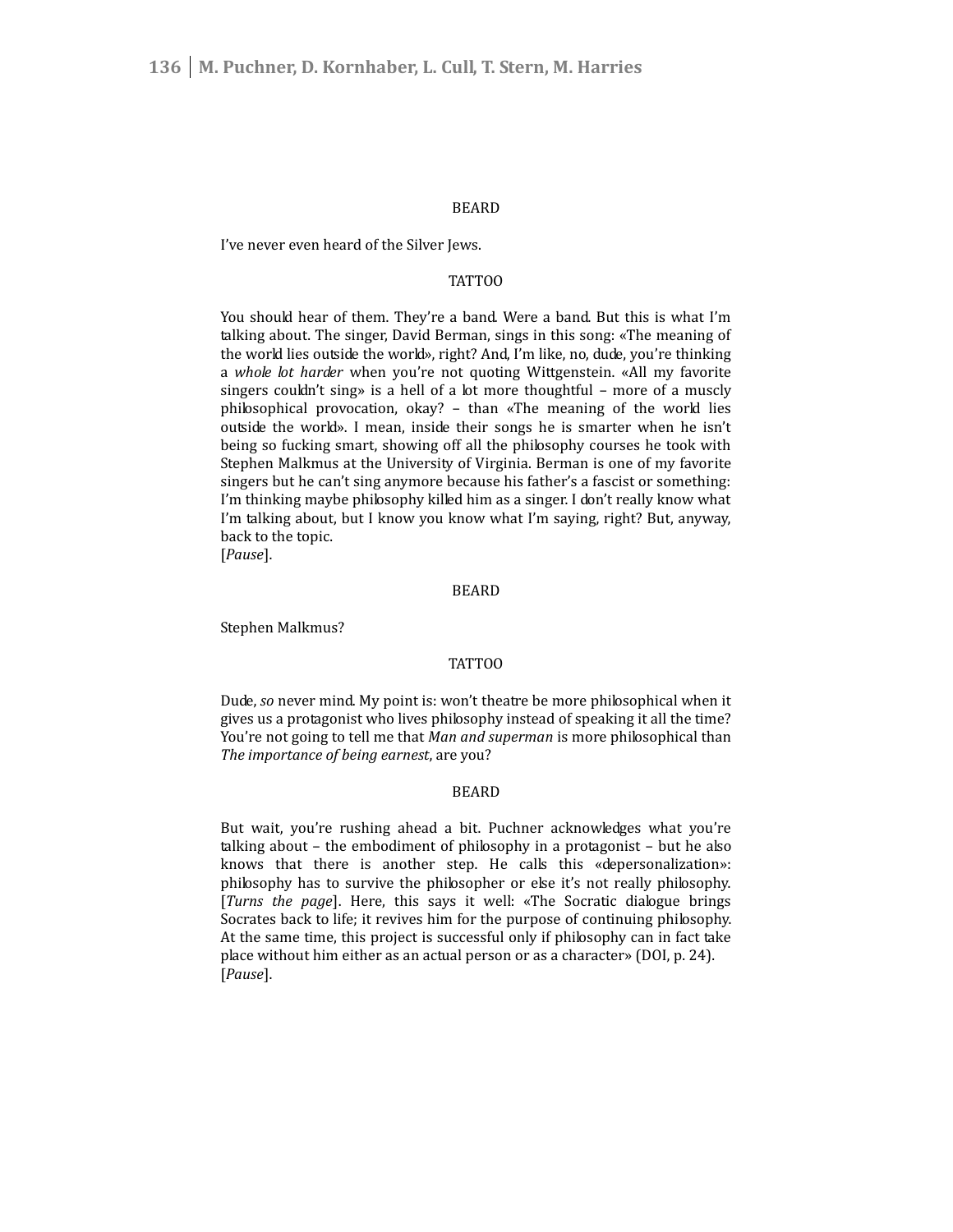BEARD

I've never even heard of the Silver Jews.

TATTOO

You should hear of them. They're a band. Were a band. But this is what I'm talking about. The singer, David Berman, sings in this song: «The meaning of the world lies outside the world», right? And, I'm like, no, dude, you're thinking a *whole lot harder* when you're not quoting Wittgenstein. «All my favorite singers couldn't sing» is a hell of a lot more thoughtful – more of a muscly philosophical provocation, okay? – than «The meaning of the world lies outside the world». I mean, inside their songs he is smarter when he isn't being so fucking smart, showing off all the philosophy courses he took with Stephen Malkmus at the University of Virginia. Berman is one of my favorite singers but he can't sing anymore because his father's a fascist or something: I'm thinking maybe philosophy killed him as a singer. I don't really know what I'm talking about, but I know you know what I'm saying, right? But, anyway, back to the topic.
[*Pause*].

BEARD

Stephen Malkmus?

TATTOO

Dude, *so* never mind. My point is: won't theatre be more philosophical when it gives us a protagonist who lives philosophy instead of speaking it all the time? You're not going to tell me that *Man and superman* is more philosophical than *The importance of being earnest*, are you?

BEARD

But wait, you're rushing ahead a bit. Puchner acknowledges what you're talking about – the embodiment of philosophy in a protagonist – but he also knows that there is another step. He calls this «depersonalization»: philosophy has to survive the philosopher or else it's not really philosophy. [*Turns the page*]. Here, this says it well: «The Socratic dialogue brings Socrates back to life; it revives him for the purpose of continuing philosophy. At the same time, this project is successful only if philosophy can in fact take place without him either as an actual person or as a character» (DOI, p. 24).
[*Pause*].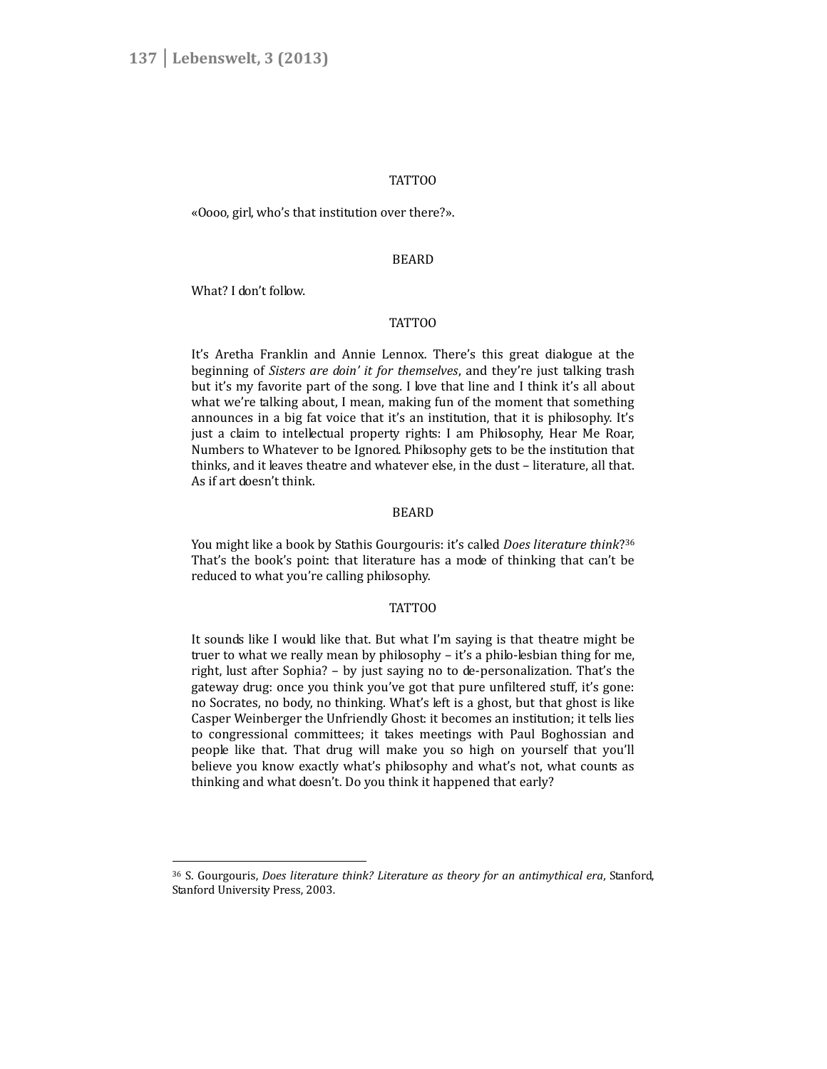TATTOO

«Oooo, girl, who's that institution over there?».

BEARD

What? I don't follow.

TATTOO

It's Aretha Franklin and Annie Lennox. There's this great dialogue at the beginning of *Sisters are doin' it for themselves*, and they're just talking trash but it's my favorite part of the song. I love that line and I think it's all about what we're talking about, I mean, making fun of the moment that something announces in a big fat voice that it's an institution, that it is philosophy. It's just a claim to intellectual property rights: I am Philosophy, Hear Me Roar, Numbers to Whatever to be Ignored. Philosophy gets to be the institution that thinks, and it leaves theatre and whatever else, in the dust – literature, all that. As if art doesn't think.

BEARD

You might like a book by Stathis Gourgouris: it's called *Does literature think*?[36] That's the book's point: that literature has a mode of thinking that can't be reduced to what you're calling philosophy.

TATTOO

It sounds like I would like that. But what I'm saying is that theatre might be truer to what we really mean by philosophy – it's a philo-lesbian thing for me, right, lust after Sophia? – by just saying no to de-personalization. That's the gateway drug: once you think you've got that pure unfiltered stuff, it's gone: no Socrates, no body, no thinking. What's left is a ghost, but that ghost is like Casper Weinberger the Unfriendly Ghost: it becomes an institution; it tells lies to congressional committees; it takes meetings with Paul Boghossian and people like that. That drug will make you so high on yourself that you'll believe you know exactly what's philosophy and what's not, what counts as thinking and what doesn't. Do you think it happened that early?

---

[36] S. Gourgouris, *Does literature think? Literature as theory for an antimythical era*, Stanford, Stanford University Press, 2003.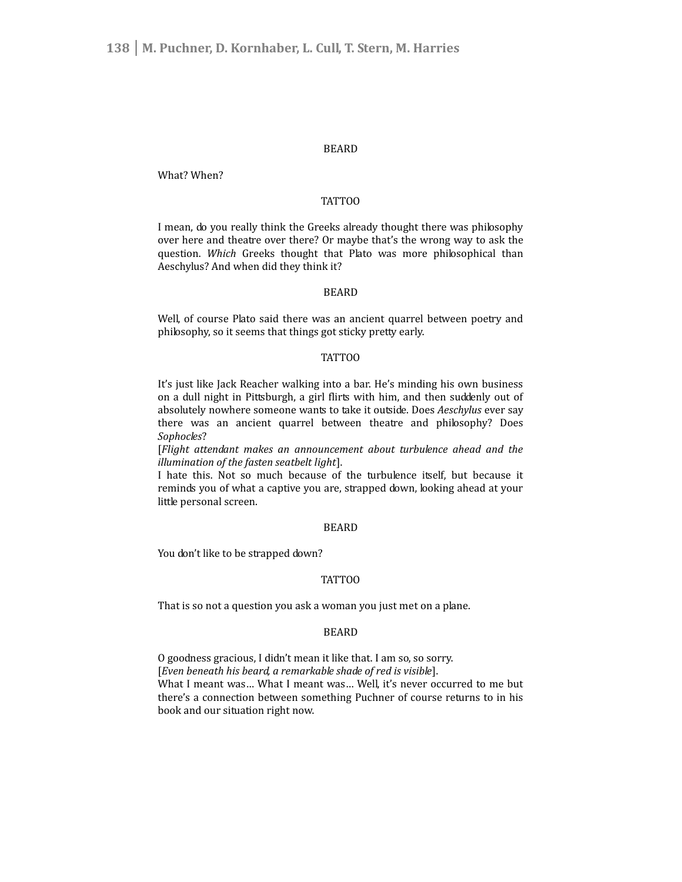BEARD

What? When?

TATTOO

I mean, do you really think the Greeks already thought there was philosophy over here and theatre over there? Or maybe that's the wrong way to ask the question. *Which* Greeks thought that Plato was more philosophical than Aeschylus? And when did they think it?

BEARD

Well, of course Plato said there was an ancient quarrel between poetry and philosophy, so it seems that things got sticky pretty early.

TATTOO

It's just like Jack Reacher walking into a bar. He's minding his own business on a dull night in Pittsburgh, a girl flirts with him, and then suddenly out of absolutely nowhere someone wants to take it outside. Does *Aeschylus* ever say there was an ancient quarrel between theatre and philosophy? Does *Sophocles*?
[*Flight attendant makes an announcement about turbulence ahead and the illumination of the fasten seatbelt light*].
I hate this. Not so much because of the turbulence itself, but because it reminds you of what a captive you are, strapped down, looking ahead at your little personal screen.

BEARD

You don't like to be strapped down?

TATTOO

That is so not a question you ask a woman you just met on a plane.

BEARD

O goodness gracious, I didn't mean it like that. I am so, so sorry.
[*Even beneath his beard, a remarkable shade of red is visible*].
What I meant was… What I meant was… Well, it's never occurred to me but there's a connection between something Puchner of course returns to in his book and our situation right now.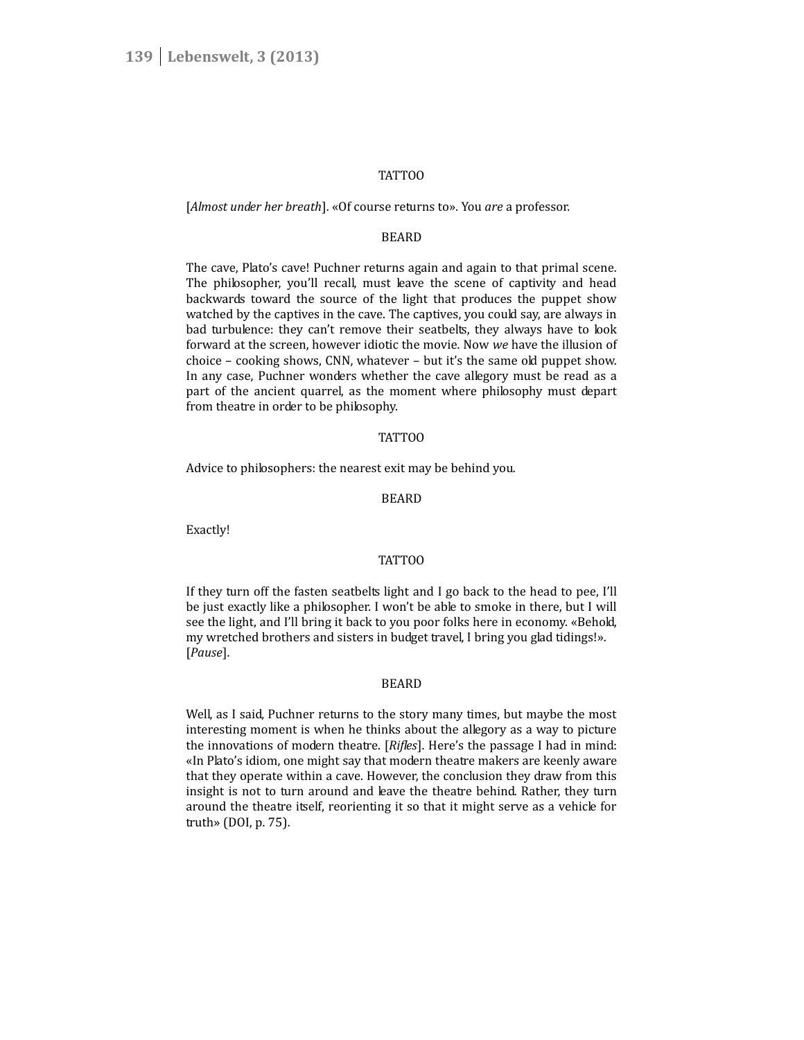TATTOO

[*Almost under her breath*]. «Of course returns to». You *are* a professor.

BEARD

The cave, Plato's cave! Puchner returns again and again to that primal scene. The philosopher, you'll recall, must leave the scene of captivity and head backwards toward the source of the light that produces the puppet show watched by the captives in the cave. The captives, you could say, are always in bad turbulence: they can't remove their seatbelts, they always have to look forward at the screen, however idiotic the movie. Now *we* have the illusion of choice – cooking shows, CNN, whatever – but it's the same old puppet show. In any case, Puchner wonders whether the cave allegory must be read as a part of the ancient quarrel, as the moment where philosophy must depart from theatre in order to be philosophy.

TATTOO

Advice to philosophers: the nearest exit may be behind you.

BEARD

Exactly!

TATTOO

If they turn off the fasten seatbelts light and I go back to the head to pee, I'll be just exactly like a philosopher. I won't be able to smoke in there, but I will see the light, and I'll bring it back to you poor folks here in economy. «Behold, my wretched brothers and sisters in budget travel, I bring you glad tidings!». [*Pause*].

BEARD

Well, as I said, Puchner returns to the story many times, but maybe the most interesting moment is when he thinks about the allegory as a way to picture the innovations of modern theatre. [*Rifles*]. Here's the passage I had in mind: «In Plato's idiom, one might say that modern theatre makers are keenly aware that they operate within a cave. However, the conclusion they draw from this insight is not to turn around and leave the theatre behind. Rather, they turn around the theatre itself, reorienting it so that it might serve as a vehicle for truth» (DOI, p. 75).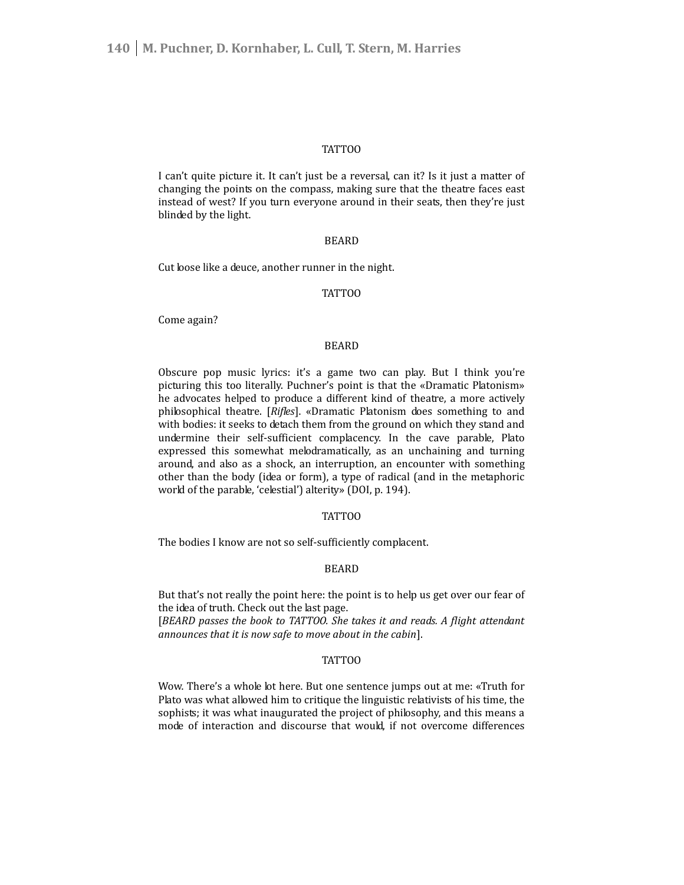TATTOO

I can't quite picture it. It can't just be a reversal, can it? Is it just a matter of changing the points on the compass, making sure that the theatre faces east instead of west? If you turn everyone around in their seats, then they're just blinded by the light.

BEARD

Cut loose like a deuce, another runner in the night.

TATTOO

Come again?

BEARD

Obscure pop music lyrics: it's a game two can play. But I think you're picturing this too literally. Puchner's point is that the «Dramatic Platonism» he advocates helped to produce a different kind of theatre, a more actively philosophical theatre. [*Rifles*]. «Dramatic Platonism does something to and with bodies: it seeks to detach them from the ground on which they stand and undermine their self-sufficient complacency. In the cave parable, Plato expressed this somewhat melodramatically, as an unchaining and turning around, and also as a shock, an interruption, an encounter with something other than the body (idea or form), a type of radical (and in the metaphoric world of the parable, 'celestial') alterity» (DOI, p. 194).

TATTOO

The bodies I know are not so self-sufficiently complacent.

BEARD

But that's not really the point here: the point is to help us get over our fear of the idea of truth. Check out the last page.
[*BEARD passes the book to TATTOO. She takes it and reads. A flight attendant announces that it is now safe to move about in the cabin*].

TATTOO

Wow. There's a whole lot here. But one sentence jumps out at me: «Truth for Plato was what allowed him to critique the linguistic relativists of his time, the sophists; it was what inaugurated the project of philosophy, and this means a mode of interaction and discourse that would, if not overcome differences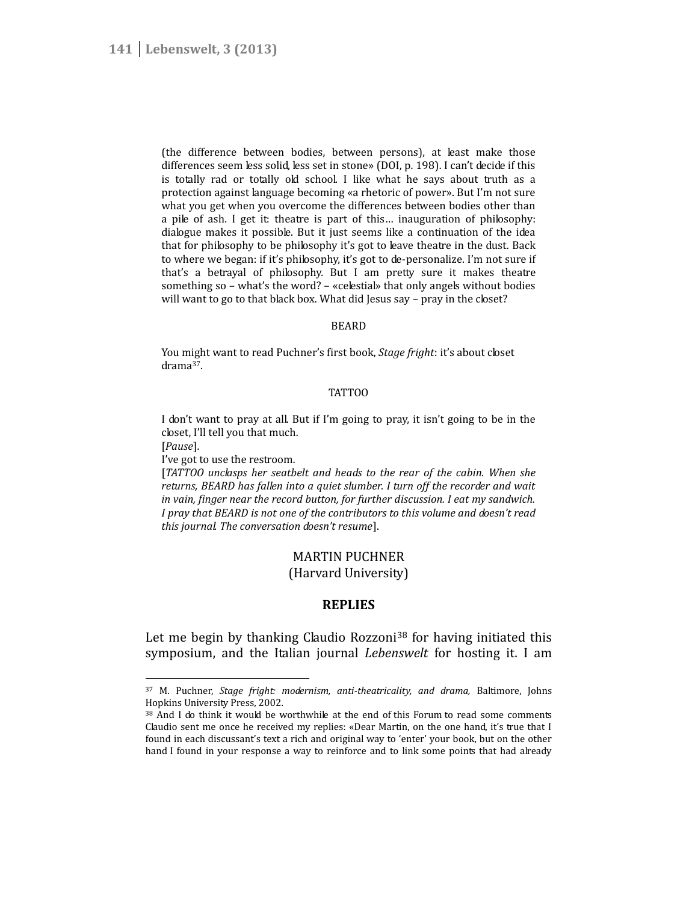(the difference between bodies, between persons), at least make those differences seem less solid, less set in stone» (DOI, p. 198). I can't decide if this is totally rad or totally old school. I like what he says about truth as a protection against language becoming «a rhetoric of power». But I'm not sure what you get when you overcome the differences between bodies other than a pile of ash. I get it: theatre is part of this… inauguration of philosophy: dialogue makes it possible. But it just seems like a continuation of the idea that for philosophy to be philosophy it's got to leave theatre in the dust. Back to where we began: if it's philosophy, it's got to de-personalize. I'm not sure if that's a betrayal of philosophy. But I am pretty sure it makes theatre something so – what's the word? – «celestial» that only angels without bodies will want to go to that black box. What did Jesus say – pray in the closet?

BEARD

You might want to read Puchner's first book, *Stage fright*: it's about closet drama[37].

TATTOO

I don't want to pray at all. But if I'm going to pray, it isn't going to be in the closet, I'll tell you that much.
[*Pause*].
I've got to use the restroom.
[*TATTOO unclasps her seatbelt and heads to the rear of the cabin. When she returns, BEARD has fallen into a quiet slumber. I turn off the recorder and wait in vain, finger near the record button, for further discussion. I eat my sandwich. I pray that BEARD is not one of the contributors to this volume and doesn't read this journal. The conversation doesn't resume*].

MARTIN PUCHNER
(Harvard University)

## REPLIES

Let me begin by thanking Claudio Rozzoni[38] for having initiated this symposium, and the Italian journal *Lebenswelt* for hosting it. I am

---

[37] M. Puchner, *Stage fright: modernism, anti-theatricality, and drama,* Baltimore, Johns Hopkins University Press, 2002.

[38] And I do think it would be worthwhile at the end of this Forum to read some comments Claudio sent me once he received my replies: «Dear Martin, on the one hand, it's true that I found in each discussant's text a rich and original way to 'enter' your book, but on the other hand I found in your response a way to reinforce and to link some points that had already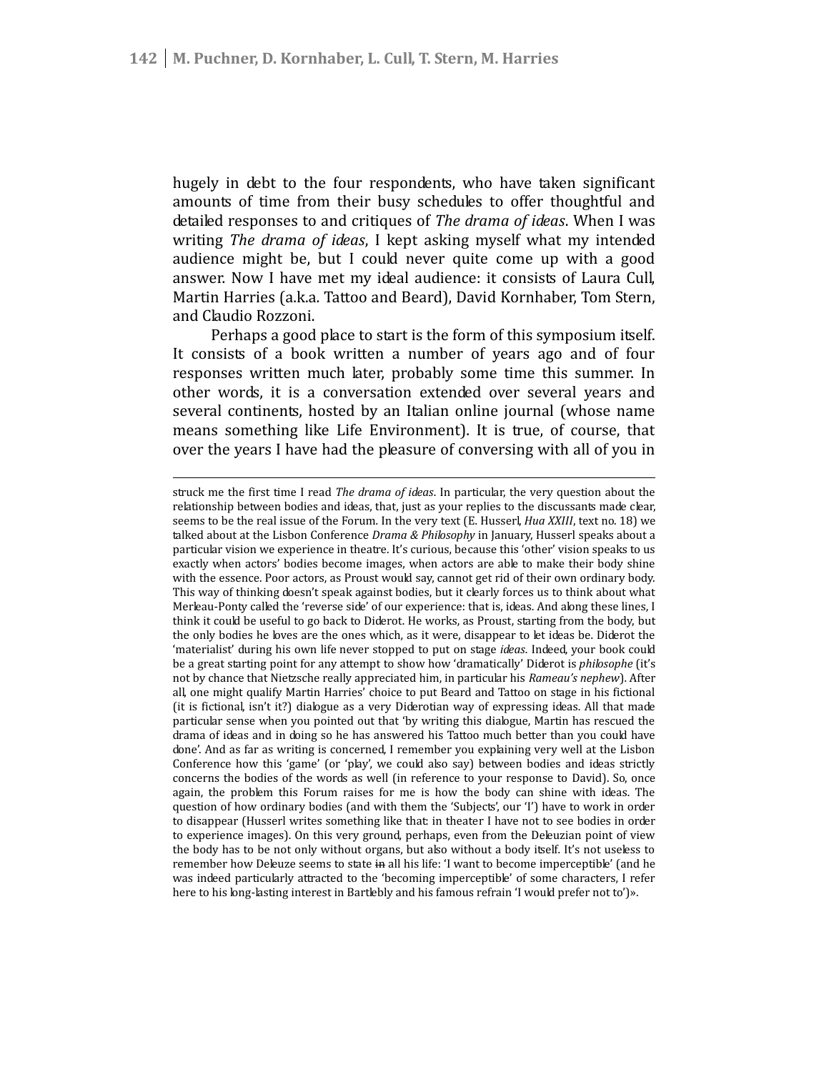hugely in debt to the four respondents, who have taken significant amounts of time from their busy schedules to offer thoughtful and detailed responses to and critiques of *The drama of ideas*. When I was writing *The drama of ideas*, I kept asking myself what my intended audience might be, but I could never quite come up with a good answer. Now I have met my ideal audience: it consists of Laura Cull, Martin Harries (a.k.a. Tattoo and Beard), David Kornhaber, Tom Stern, and Claudio Rozzoni.

Perhaps a good place to start is the form of this symposium itself. It consists of a book written a number of years ago and of four responses written much later, probably some time this summer. In other words, it is a conversation extended over several years and several continents, hosted by an Italian online journal (whose name means something like Life Environment). It is true, of course, that over the years I have had the pleasure of conversing with all of you in

---

struck me the first time I read *The drama of ideas*. In particular, the very question about the relationship between bodies and ideas, that, just as your replies to the discussants made clear, seems to be the real issue of the Forum. In the very text (E. Husserl, *Hua XXIII*, text no. 18) we talked about at the Lisbon Conference *Drama & Philosophy* in January, Husserl speaks about a particular vision we experience in theatre. It's curious, because this 'other' vision speaks to us exactly when actors' bodies become images, when actors are able to make their body shine with the essence. Poor actors, as Proust would say, cannot get rid of their own ordinary body. This way of thinking doesn't speak against bodies, but it clearly forces us to think about what Merleau-Ponty called the 'reverse side' of our experience: that is, ideas. And along these lines, I think it could be useful to go back to Diderot. He works, as Proust, starting from the body, but the only bodies he loves are the ones which, as it were, disappear to let ideas be. Diderot the 'materialist' during his own life never stopped to put on stage *ideas*. Indeed, your book could be a great starting point for any attempt to show how 'dramatically' Diderot is *philosophe* (it's not by chance that Nietzsche really appreciated him, in particular his *Rameau's nephew*). After all, one might qualify Martin Harries' choice to put Beard and Tattoo on stage in his fictional (it is fictional, isn't it?) dialogue as a very Diderotian way of expressing ideas. All that made particular sense when you pointed out that 'by writing this dialogue, Martin has rescued the drama of ideas and in doing so he has answered his Tattoo much better than you could have done'. And as far as writing is concerned, I remember you explaining very well at the Lisbon Conference how this 'game' (or 'play', we could also say) between bodies and ideas strictly concerns the bodies of the words as well (in reference to your response to David). So, once again, the problem this Forum raises for me is how the body can shine with ideas. The question of how ordinary bodies (and with them the 'Subjects', our 'I') have to work in order to disappear (Husserl writes something like that: in theater I have not to see bodies in order to experience images). On this very ground, perhaps, even from the Deleuzian point of view the body has to be not only without organs, but also without a body itself. It's not useless to remember how Deleuze seems to state ~~in~~ all his life: 'I want to become imperceptible' (and he was indeed particularly attracted to the 'becoming imperceptible' of some characters, I refer here to his long-lasting interest in Bartlebly and his famous refrain 'I would prefer not to')».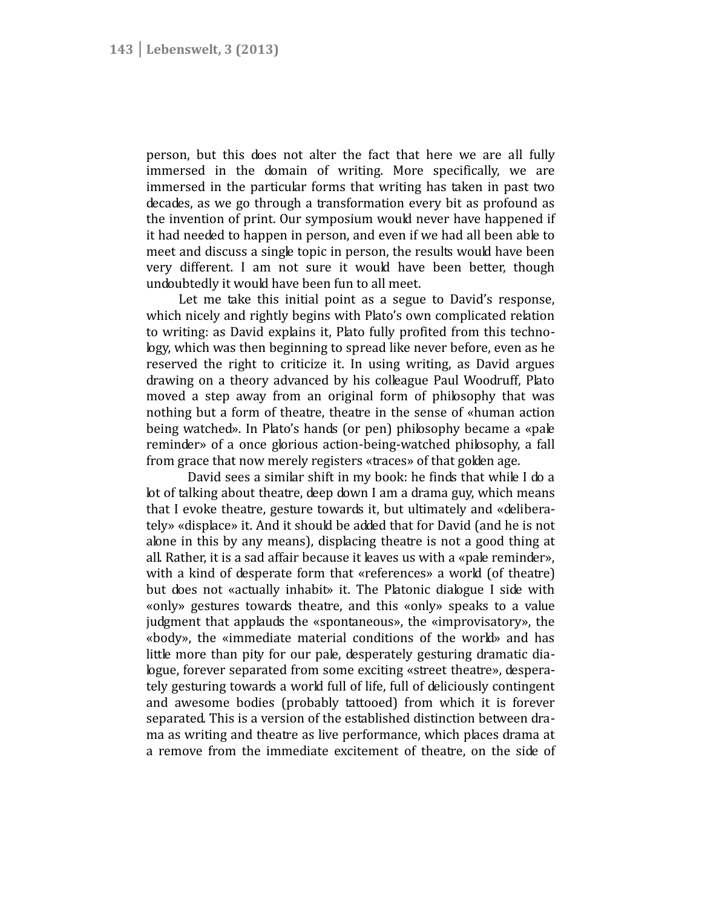person, but this does not alter the fact that here we are all fully immersed in the domain of writing. More specifically, we are immersed in the particular forms that writing has taken in past two decades, as we go through a transformation every bit as profound as the invention of print. Our symposium would never have happened if it had needed to happen in person, and even if we had all been able to meet and discuss a single topic in person, the results would have been very different. I am not sure it would have been better, though undoubtedly it would have been fun to all meet.

Let me take this initial point as a segue to David's response, which nicely and rightly begins with Plato's own complicated relation to writing: as David explains it, Plato fully profited from this technology, which was then beginning to spread like never before, even as he reserved the right to criticize it. In using writing, as David argues drawing on a theory advanced by his colleague Paul Woodruff, Plato moved a step away from an original form of philosophy that was nothing but a form of theatre, theatre in the sense of «human action being watched». In Plato's hands (or pen) philosophy became a «pale reminder» of a once glorious action-being-watched philosophy, a fall from grace that now merely registers «traces» of that golden age.

David sees a similar shift in my book: he finds that while I do a lot of talking about theatre, deep down I am a drama guy, which means that I evoke theatre, gesture towards it, but ultimately and «deliberately» «displace» it. And it should be added that for David (and he is not alone in this by any means), displacing theatre is not a good thing at all. Rather, it is a sad affair because it leaves us with a «pale reminder», with a kind of desperate form that «references» a world (of theatre) but does not «actually inhabit» it. The Platonic dialogue I side with «only» gestures towards theatre, and this «only» speaks to a value judgment that applauds the «spontaneous», the «improvisatory», the «body», the «immediate material conditions of the world» and has little more than pity for our pale, desperately gesturing dramatic dialogue, forever separated from some exciting «street theatre», desperately gesturing towards a world full of life, full of deliciously contingent and awesome bodies (probably tattooed) from which it is forever separated. This is a version of the established distinction between drama as writing and theatre as live performance, which places drama at a remove from the immediate excitement of theatre, on the side of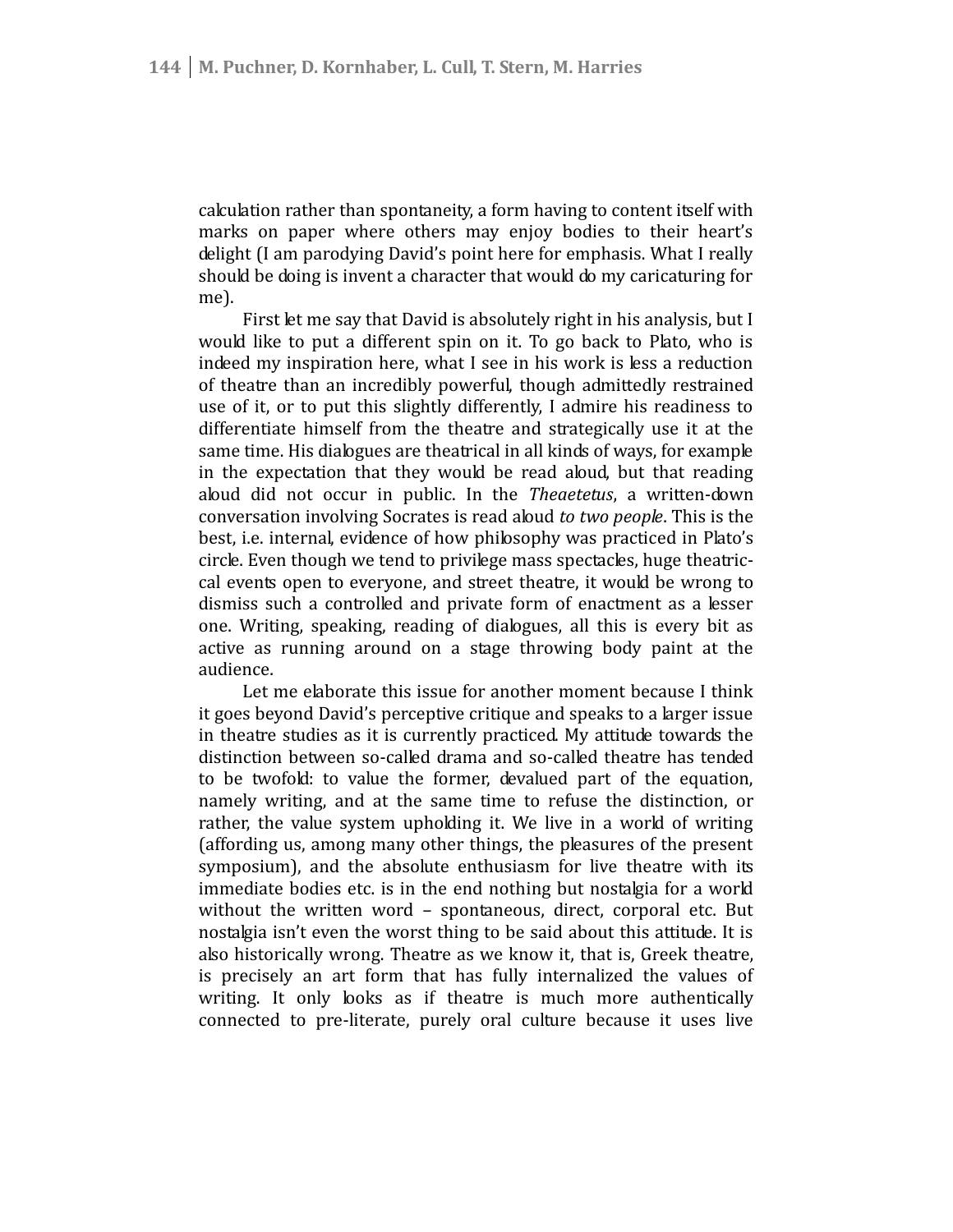calculation rather than spontaneity, a form having to content itself with marks on paper where others may enjoy bodies to their heart's delight (I am parodying David's point here for emphasis. What I really should be doing is invent a character that would do my caricaturing for me).

First let me say that David is absolutely right in his analysis, but I would like to put a different spin on it. To go back to Plato, who is indeed my inspiration here, what I see in his work is less a reduction of theatre than an incredibly powerful, though admittedly restrained use of it, or to put this slightly differently, I admire his readiness to differentiate himself from the theatre and strategically use it at the same time. His dialogues are theatrical in all kinds of ways, for example in the expectation that they would be read aloud, but that reading aloud did not occur in public. In the *Theaetetus*, a written-down conversation involving Socrates is read aloud *to two people*. This is the best, i.e. internal, evidence of how philosophy was practiced in Plato's circle. Even though we tend to privilege mass spectacles, huge theatrical events open to everyone, and street theatre, it would be wrong to dismiss such a controlled and private form of enactment as a lesser one. Writing, speaking, reading of dialogues, all this is every bit as active as running around on a stage throwing body paint at the audience.

Let me elaborate this issue for another moment because I think it goes beyond David's perceptive critique and speaks to a larger issue in theatre studies as it is currently practiced. My attitude towards the distinction between so-called drama and so-called theatre has tended to be twofold: to value the former, devalued part of the equation, namely writing, and at the same time to refuse the distinction, or rather, the value system upholding it. We live in a world of writing (affording us, among many other things, the pleasures of the present symposium), and the absolute enthusiasm for live theatre with its immediate bodies etc. is in the end nothing but nostalgia for a world without the written word – spontaneous, direct, corporal etc. But nostalgia isn't even the worst thing to be said about this attitude. It is also historically wrong. Theatre as we know it, that is, Greek theatre, is precisely an art form that has fully internalized the values of writing. It only looks as if theatre is much more authentically connected to pre-literate, purely oral culture because it uses live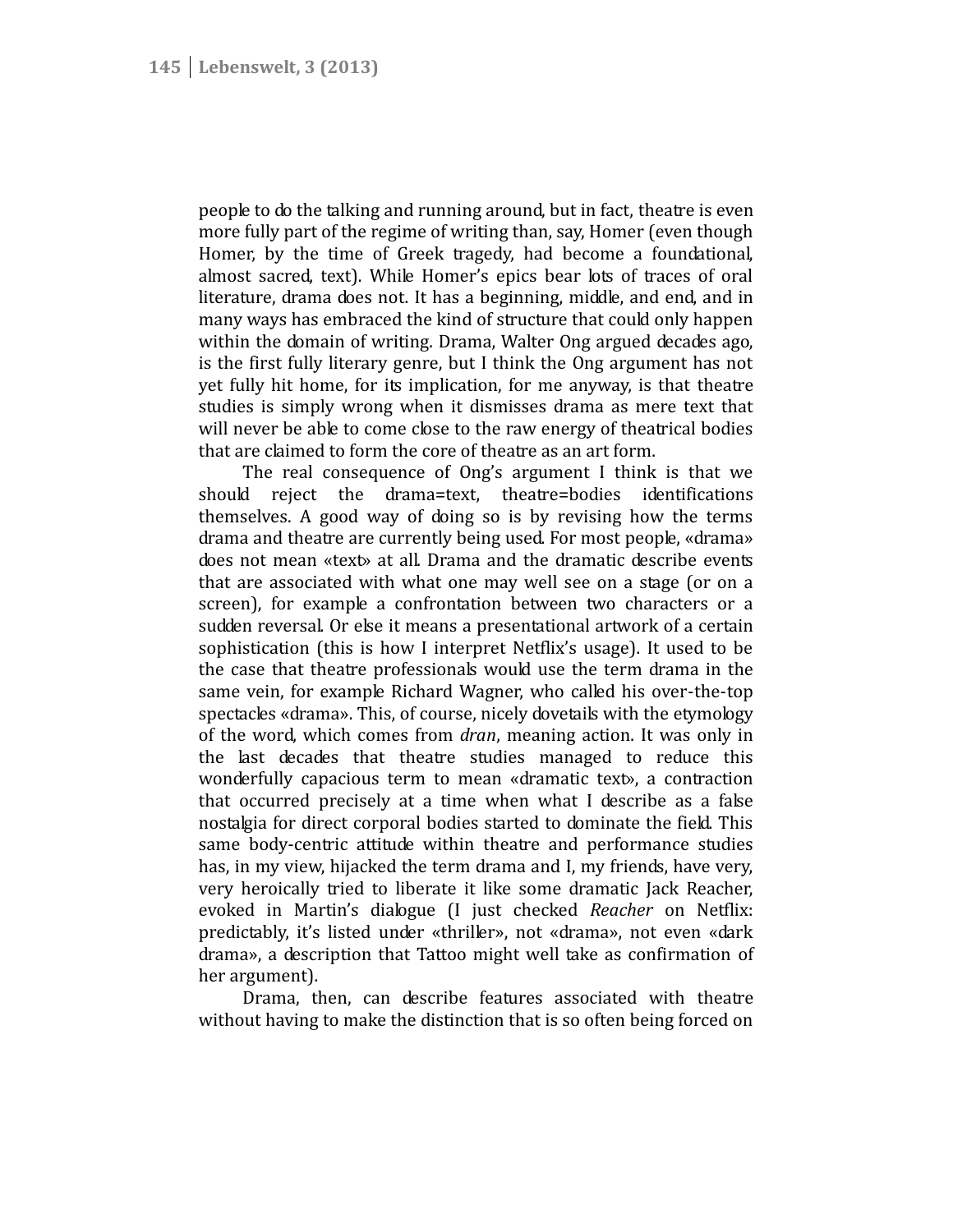people to do the talking and running around, but in fact, theatre is even more fully part of the regime of writing than, say, Homer (even though Homer, by the time of Greek tragedy, had become a foundational, almost sacred, text). While Homer's epics bear lots of traces of oral literature, drama does not. It has a beginning, middle, and end, and in many ways has embraced the kind of structure that could only happen within the domain of writing. Drama, Walter Ong argued decades ago, is the first fully literary genre, but I think the Ong argument has not yet fully hit home, for its implication, for me anyway, is that theatre studies is simply wrong when it dismisses drama as mere text that will never be able to come close to the raw energy of theatrical bodies that are claimed to form the core of theatre as an art form.

The real consequence of Ong's argument I think is that we should reject the drama=text, theatre=bodies identifications themselves. A good way of doing so is by revising how the terms drama and theatre are currently being used. For most people, «drama» does not mean «text» at all. Drama and the dramatic describe events that are associated with what one may well see on a stage (or on a screen), for example a confrontation between two characters or a sudden reversal. Or else it means a presentational artwork of a certain sophistication (this is how I interpret Netflix's usage). It used to be the case that theatre professionals would use the term drama in the same vein, for example Richard Wagner, who called his over-the-top spectacles «drama». This, of course, nicely dovetails with the etymology of the word, which comes from *dran*, meaning action. It was only in the last decades that theatre studies managed to reduce this wonderfully capacious term to mean «dramatic text», a contraction that occurred precisely at a time when what I describe as a false nostalgia for direct corporal bodies started to dominate the field. This same body-centric attitude within theatre and performance studies has, in my view, hijacked the term drama and I, my friends, have very, very heroically tried to liberate it like some dramatic Jack Reacher, evoked in Martin's dialogue (I just checked *Reacher* on Netflix: predictably, it's listed under «thriller», not «drama», not even «dark drama», a description that Tattoo might well take as confirmation of her argument).

Drama, then, can describe features associated with theatre without having to make the distinction that is so often being forced on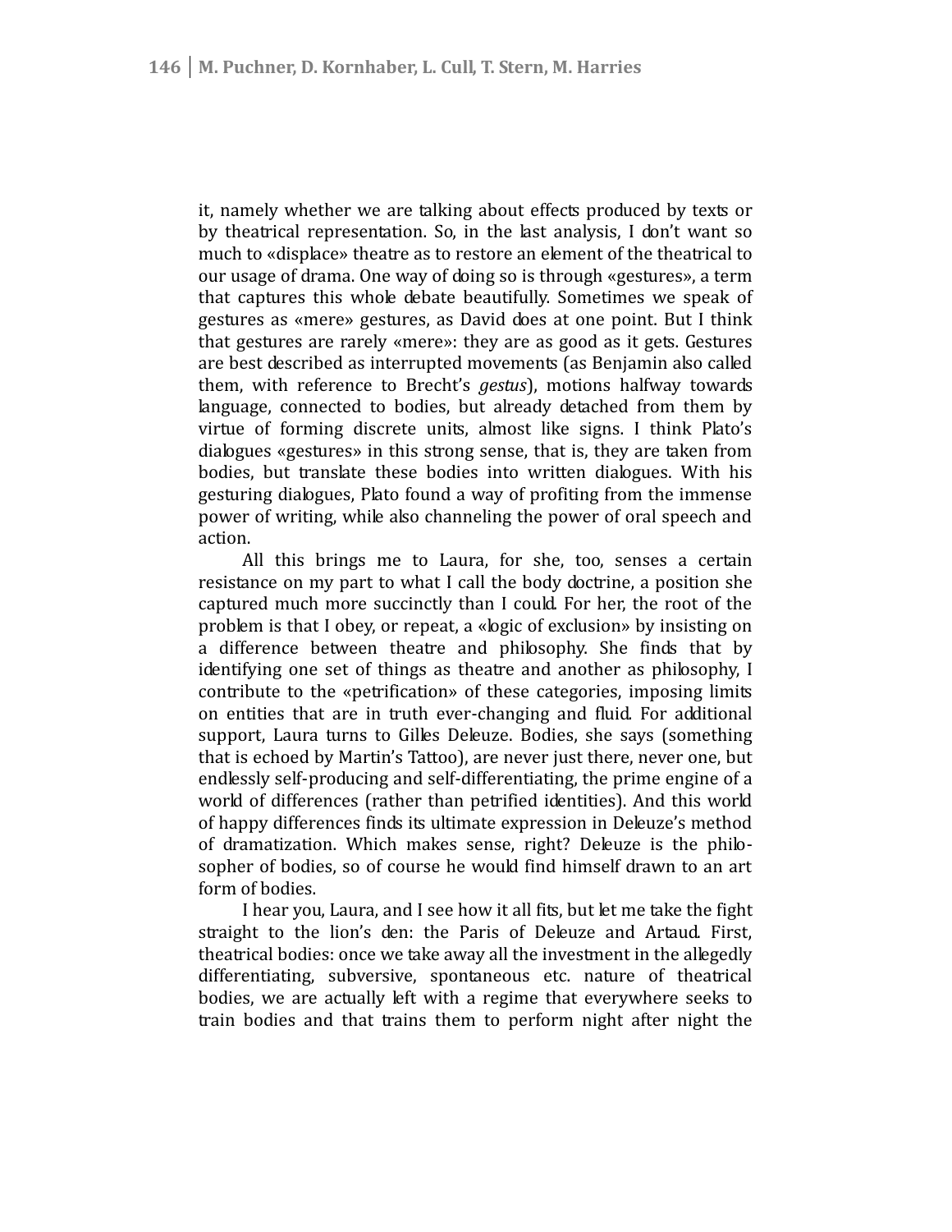it, namely whether we are talking about effects produced by texts or by theatrical representation. So, in the last analysis, I don't want so much to «displace» theatre as to restore an element of the theatrical to our usage of drama. One way of doing so is through «gestures», a term that captures this whole debate beautifully. Sometimes we speak of gestures as «mere» gestures, as David does at one point. But I think that gestures are rarely «mere»: they are as good as it gets. Gestures are best described as interrupted movements (as Benjamin also called them, with reference to Brecht's *gestus*), motions halfway towards language, connected to bodies, but already detached from them by virtue of forming discrete units, almost like signs. I think Plato's dialogues «gestures» in this strong sense, that is, they are taken from bodies, but translate these bodies into written dialogues. With his gesturing dialogues, Plato found a way of profiting from the immense power of writing, while also channeling the power of oral speech and action.

All this brings me to Laura, for she, too, senses a certain resistance on my part to what I call the body doctrine, a position she captured much more succinctly than I could. For her, the root of the problem is that I obey, or repeat, a «logic of exclusion» by insisting on a difference between theatre and philosophy. She finds that by identifying one set of things as theatre and another as philosophy, I contribute to the «petrification» of these categories, imposing limits on entities that are in truth ever-changing and fluid. For additional support, Laura turns to Gilles Deleuze. Bodies, she says (something that is echoed by Martin's Tattoo), are never just there, never one, but endlessly self-producing and self-differentiating, the prime engine of a world of differences (rather than petrified identities). And this world of happy differences finds its ultimate expression in Deleuze's method of dramatization. Which makes sense, right? Deleuze is the philosopher of bodies, so of course he would find himself drawn to an art form of bodies.

I hear you, Laura, and I see how it all fits, but let me take the fight straight to the lion's den: the Paris of Deleuze and Artaud. First, theatrical bodies: once we take away all the investment in the allegedly differentiating, subversive, spontaneous etc. nature of theatrical bodies, we are actually left with a regime that everywhere seeks to train bodies and that trains them to perform night after night the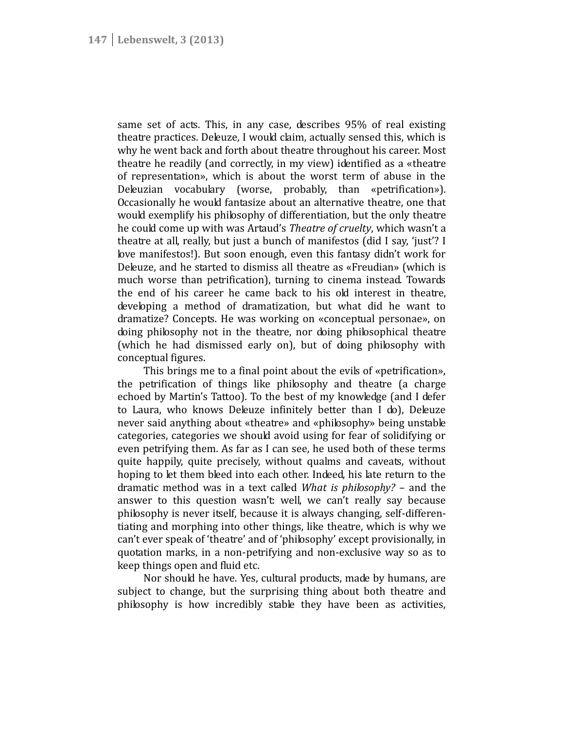same set of acts. This, in any case, describes 95% of real existing theatre practices. Deleuze, I would claim, actually sensed this, which is why he went back and forth about theatre throughout his career. Most theatre he readily (and correctly, in my view) identified as a «theatre of representation», which is about the worst term of abuse in the Deleuzian vocabulary (worse, probably, than «petrification»). Occasionally he would fantasize about an alternative theatre, one that would exemplify his philosophy of differentiation, but the only theatre he could come up with was Artaud's *Theatre of cruelty*, which wasn't a theatre at all, really, but just a bunch of manifestos (did I say, 'just'? I love manifestos!). But soon enough, even this fantasy didn't work for Deleuze, and he started to dismiss all theatre as «Freudian» (which is much worse than petrification), turning to cinema instead. Towards the end of his career he came back to his old interest in theatre, developing a method of dramatization, but what did he want to dramatize? Concepts. He was working on «conceptual personae», on doing philosophy not in the theatre, nor doing philosophical theatre (which he had dismissed early on), but of doing philosophy with conceptual figures.

This brings me to a final point about the evils of «petrification», the petrification of things like philosophy and theatre (a charge echoed by Martin's Tattoo). To the best of my knowledge (and I defer to Laura, who knows Deleuze infinitely better than I do), Deleuze never said anything about «theatre» and «philosophy» being unstable categories, categories we should avoid using for fear of solidifying or even petrifying them. As far as I can see, he used both of these terms quite happily, quite precisely, without qualms and caveats, without hoping to let them bleed into each other. Indeed, his late return to the dramatic method was in a text called *What is philosophy?* – and the answer to this question wasn't: well, we can't really say because philosophy is never itself, because it is always changing, self-differentiating and morphing into other things, like theatre, which is why we can't ever speak of 'theatre' and of 'philosophy' except provisionally, in quotation marks, in a non-petrifying and non-exclusive way so as to keep things open and fluid etc.

Nor should he have. Yes, cultural products, made by humans, are subject to change, but the surprising thing about both theatre and philosophy is how incredibly stable they have been as activities,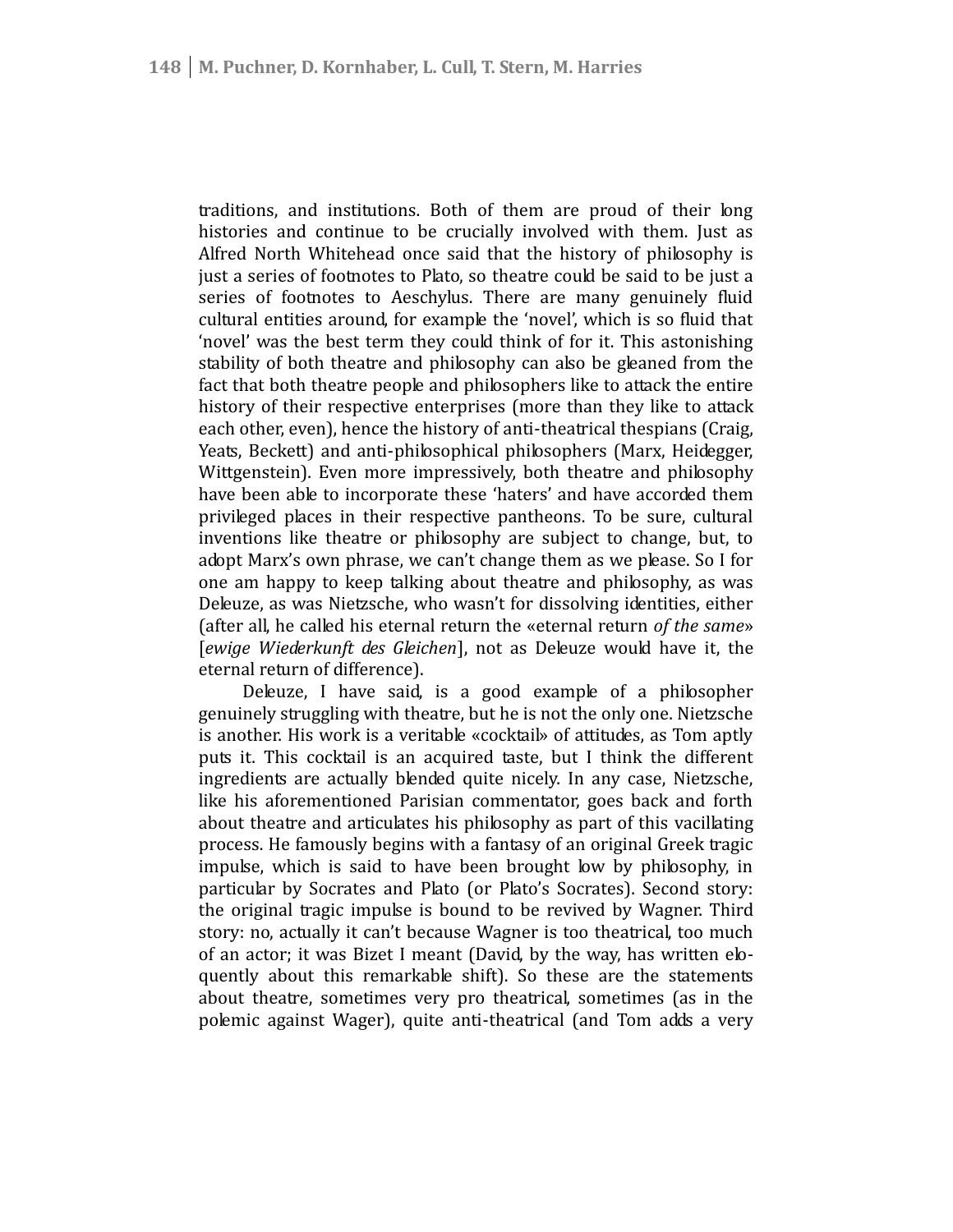traditions, and institutions. Both of them are proud of their long histories and continue to be crucially involved with them. Just as Alfred North Whitehead once said that the history of philosophy is just a series of footnotes to Plato, so theatre could be said to be just a series of footnotes to Aeschylus. There are many genuinely fluid cultural entities around, for example the 'novel', which is so fluid that 'novel' was the best term they could think of for it. This astonishing stability of both theatre and philosophy can also be gleaned from the fact that both theatre people and philosophers like to attack the entire history of their respective enterprises (more than they like to attack each other, even), hence the history of anti-theatrical thespians (Craig, Yeats, Beckett) and anti-philosophical philosophers (Marx, Heidegger, Wittgenstein). Even more impressively, both theatre and philosophy have been able to incorporate these 'haters' and have accorded them privileged places in their respective pantheons. To be sure, cultural inventions like theatre or philosophy are subject to change, but, to adopt Marx's own phrase, we can't change them as we please. So I for one am happy to keep talking about theatre and philosophy, as was Deleuze, as was Nietzsche, who wasn't for dissolving identities, either (after all, he called his eternal return the «eternal return *of the same*» [*ewige Wiederkunft des Gleichen*], not as Deleuze would have it, the eternal return of difference).

Deleuze, I have said, is a good example of a philosopher genuinely struggling with theatre, but he is not the only one. Nietzsche is another. His work is a veritable «cocktail» of attitudes, as Tom aptly puts it. This cocktail is an acquired taste, but I think the different ingredients are actually blended quite nicely. In any case, Nietzsche, like his aforementioned Parisian commentator, goes back and forth about theatre and articulates his philosophy as part of this vacillating process. He famously begins with a fantasy of an original Greek tragic impulse, which is said to have been brought low by philosophy, in particular by Socrates and Plato (or Plato's Socrates). Second story: the original tragic impulse is bound to be revived by Wagner. Third story: no, actually it can't because Wagner is too theatrical, too much of an actor; it was Bizet I meant (David, by the way, has written eloquently about this remarkable shift). So these are the statements about theatre, sometimes very pro theatrical, sometimes (as in the polemic against Wager), quite anti-theatrical (and Tom adds a very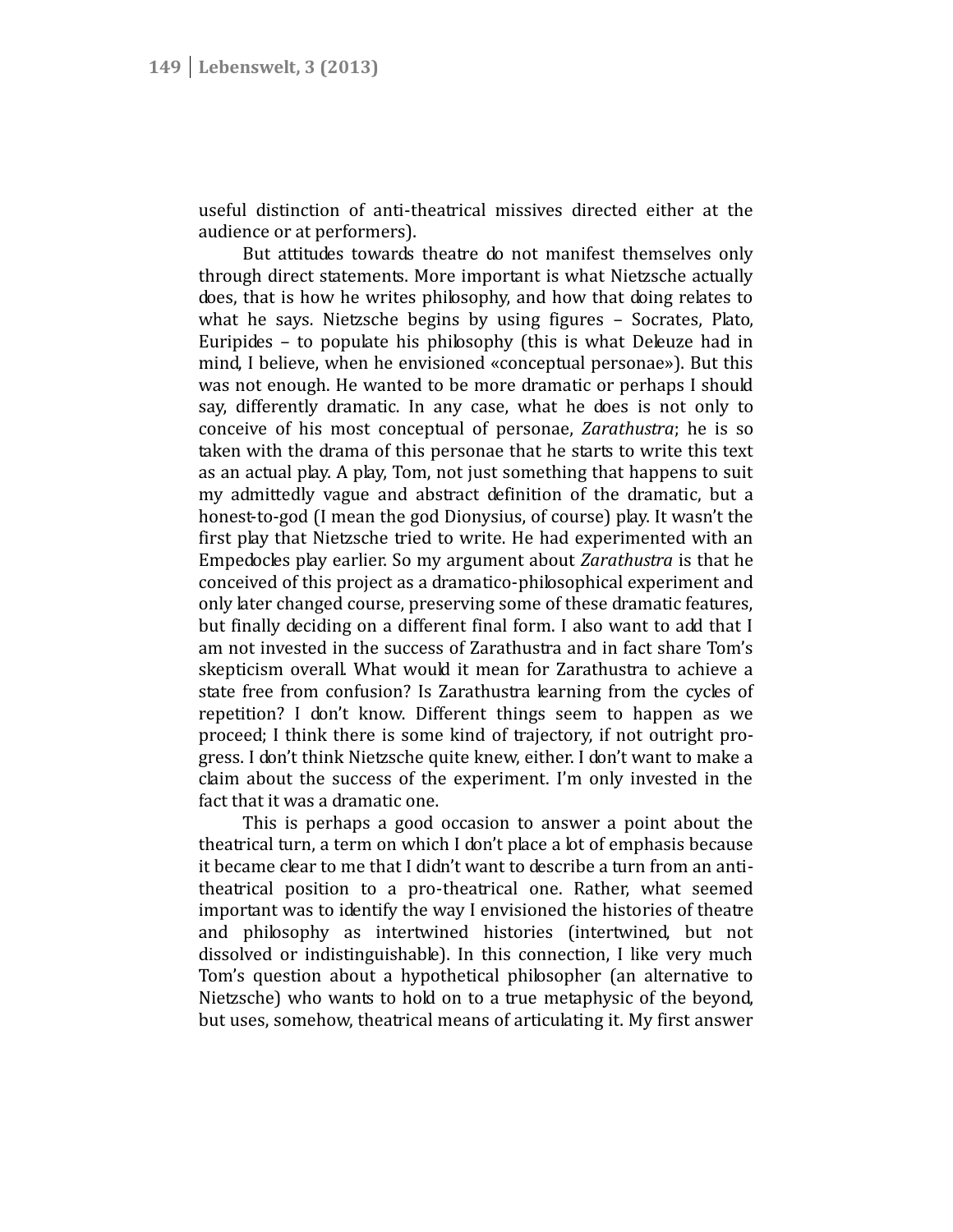useful distinction of anti-theatrical missives directed either at the audience or at performers).

But attitudes towards theatre do not manifest themselves only through direct statements. More important is what Nietzsche actually does, that is how he writes philosophy, and how that doing relates to what he says. Nietzsche begins by using figures – Socrates, Plato, Euripides – to populate his philosophy (this is what Deleuze had in mind, I believe, when he envisioned «conceptual personae»). But this was not enough. He wanted to be more dramatic or perhaps I should say, differently dramatic. In any case, what he does is not only to conceive of his most conceptual of personae, *Zarathustra*; he is so taken with the drama of this personae that he starts to write this text as an actual play. A play, Tom, not just something that happens to suit my admittedly vague and abstract definition of the dramatic, but a honest-to-god (I mean the god Dionysius, of course) play. It wasn't the first play that Nietzsche tried to write. He had experimented with an Empedocles play earlier. So my argument about *Zarathustra* is that he conceived of this project as a dramatico-philosophical experiment and only later changed course, preserving some of these dramatic features, but finally deciding on a different final form. I also want to add that I am not invested in the success of Zarathustra and in fact share Tom's skepticism overall. What would it mean for Zarathustra to achieve a state free from confusion? Is Zarathustra learning from the cycles of repetition? I don't know. Different things seem to happen as we proceed; I think there is some kind of trajectory, if not outright progress. I don't think Nietzsche quite knew, either. I don't want to make a claim about the success of the experiment. I'm only invested in the fact that it was a dramatic one.

This is perhaps a good occasion to answer a point about the theatrical turn, a term on which I don't place a lot of emphasis because it became clear to me that I didn't want to describe a turn from an anti-theatrical position to a pro-theatrical one. Rather, what seemed important was to identify the way I envisioned the histories of theatre and philosophy as intertwined histories (intertwined, but not dissolved or indistinguishable). In this connection, I like very much Tom's question about a hypothetical philosopher (an alternative to Nietzsche) who wants to hold on to a true metaphysic of the beyond, but uses, somehow, theatrical means of articulating it. My first answer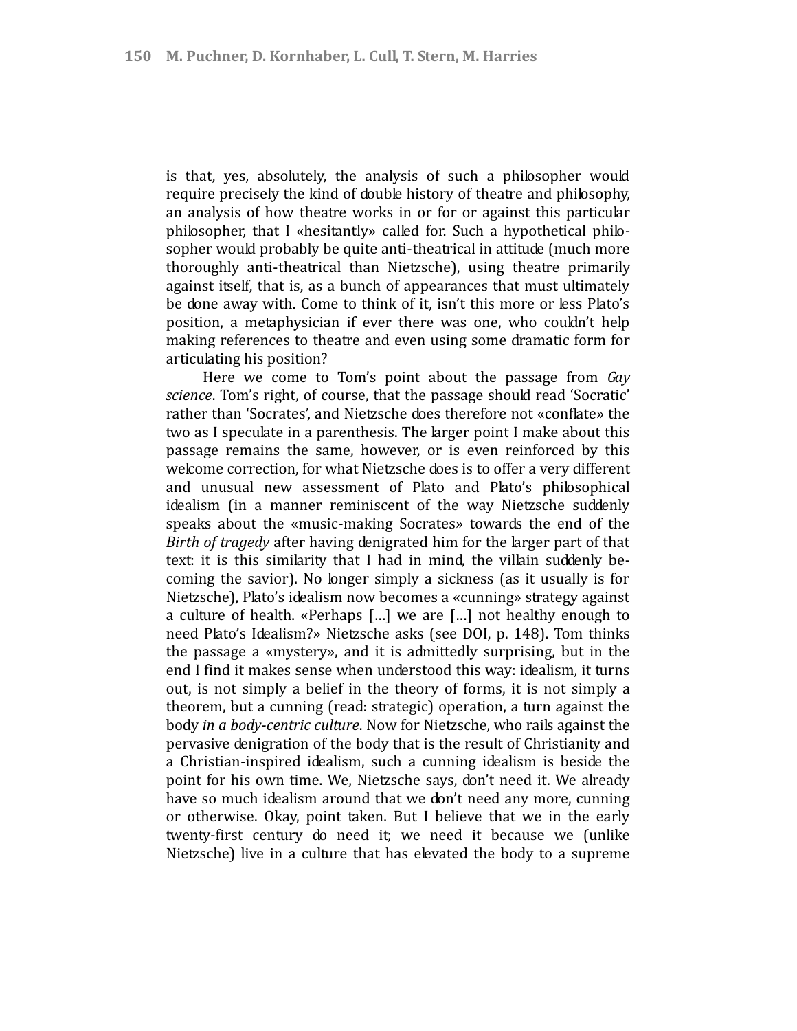is that, yes, absolutely, the analysis of such a philosopher would require precisely the kind of double history of theatre and philosophy, an analysis of how theatre works in or for or against this particular philosopher, that I «hesitantly» called for. Such a hypothetical philosopher would probably be quite anti-theatrical in attitude (much more thoroughly anti-theatrical than Nietzsche), using theatre primarily against itself, that is, as a bunch of appearances that must ultimately be done away with. Come to think of it, isn't this more or less Plato's position, a metaphysician if ever there was one, who couldn't help making references to theatre and even using some dramatic form for articulating his position?

Here we come to Tom's point about the passage from *Gay science*. Tom's right, of course, that the passage should read 'Socratic' rather than 'Socrates', and Nietzsche does therefore not «conflate» the two as I speculate in a parenthesis. The larger point I make about this passage remains the same, however, or is even reinforced by this welcome correction, for what Nietzsche does is to offer a very different and unusual new assessment of Plato and Plato's philosophical idealism (in a manner reminiscent of the way Nietzsche suddenly speaks about the «music-making Socrates» towards the end of the *Birth of tragedy* after having denigrated him for the larger part of that text: it is this similarity that I had in mind, the villain suddenly becoming the savior). No longer simply a sickness (as it usually is for Nietzsche), Plato's idealism now becomes a «cunning» strategy against a culture of health. «Perhaps […] we are […] not healthy enough to need Plato's Idealism?» Nietzsche asks (see DOI, p. 148). Tom thinks the passage a «mystery», and it is admittedly surprising, but in the end I find it makes sense when understood this way: idealism, it turns out, is not simply a belief in the theory of forms, it is not simply a theorem, but a cunning (read: strategic) operation, a turn against the body *in a body-centric culture*. Now for Nietzsche, who rails against the pervasive denigration of the body that is the result of Christianity and a Christian-inspired idealism, such a cunning idealism is beside the point for his own time. We, Nietzsche says, don't need it. We already have so much idealism around that we don't need any more, cunning or otherwise. Okay, point taken. But I believe that we in the early twenty-first century do need it; we need it because we (unlike Nietzsche) live in a culture that has elevated the body to a supreme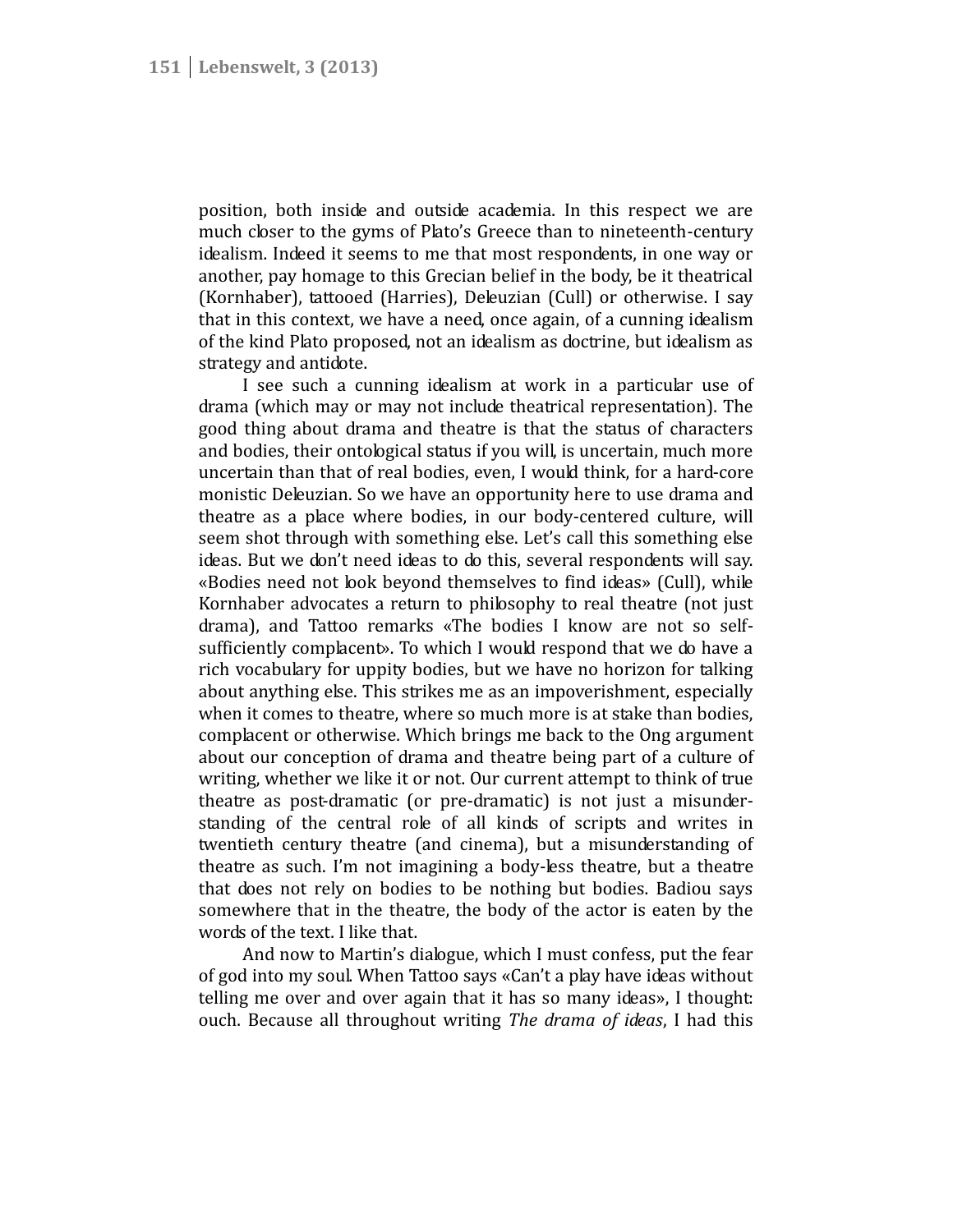position, both inside and outside academia. In this respect we are much closer to the gyms of Plato's Greece than to nineteenth-century idealism. Indeed it seems to me that most respondents, in one way or another, pay homage to this Grecian belief in the body, be it theatrical (Kornhaber), tattooed (Harries), Deleuzian (Cull) or otherwise. I say that in this context, we have a need, once again, of a cunning idealism of the kind Plato proposed, not an idealism as doctrine, but idealism as strategy and antidote.

I see such a cunning idealism at work in a particular use of drama (which may or may not include theatrical representation). The good thing about drama and theatre is that the status of characters and bodies, their ontological status if you will, is uncertain, much more uncertain than that of real bodies, even, I would think, for a hard-core monistic Deleuzian. So we have an opportunity here to use drama and theatre as a place where bodies, in our body-centered culture, will seem shot through with something else. Let's call this something else ideas. But we don't need ideas to do this, several respondents will say. «Bodies need not look beyond themselves to find ideas» (Cull), while Kornhaber advocates a return to philosophy to real theatre (not just drama), and Tattoo remarks «The bodies I know are not so self-sufficiently complacent». To which I would respond that we do have a rich vocabulary for uppity bodies, but we have no horizon for talking about anything else. This strikes me as an impoverishment, especially when it comes to theatre, where so much more is at stake than bodies, complacent or otherwise. Which brings me back to the Ong argument about our conception of drama and theatre being part of a culture of writing, whether we like it or not. Our current attempt to think of true theatre as post-dramatic (or pre-dramatic) is not just a misunderstanding of the central role of all kinds of scripts and writes in twentieth century theatre (and cinema), but a misunderstanding of theatre as such. I'm not imagining a body-less theatre, but a theatre that does not rely on bodies to be nothing but bodies. Badiou says somewhere that in the theatre, the body of the actor is eaten by the words of the text. I like that.

And now to Martin's dialogue, which I must confess, put the fear of god into my soul. When Tattoo says «Can't a play have ideas without telling me over and over again that it has so many ideas», I thought: ouch. Because all throughout writing *The drama of ideas*, I had this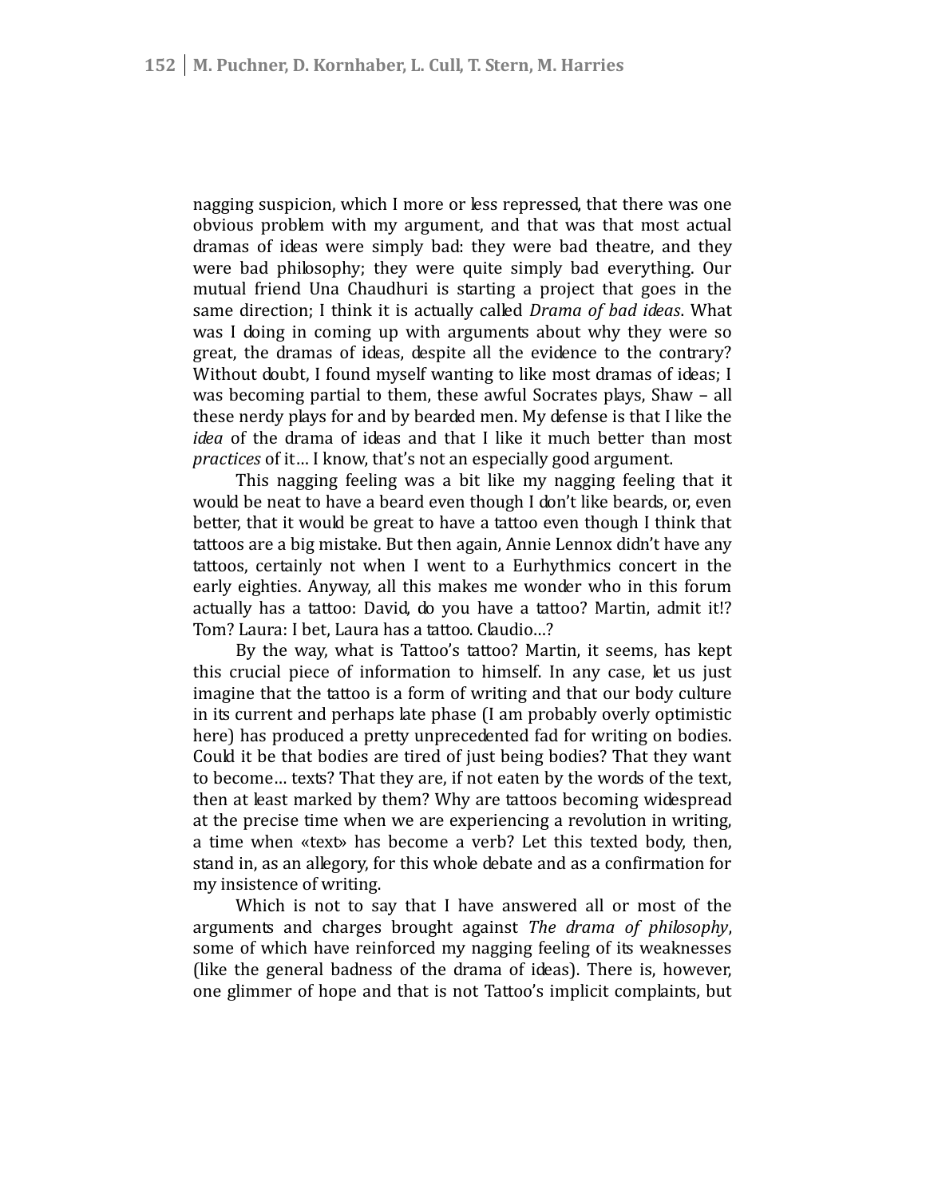nagging suspicion, which I more or less repressed, that there was one obvious problem with my argument, and that was that most actual dramas of ideas were simply bad: they were bad theatre, and they were bad philosophy; they were quite simply bad everything. Our mutual friend Una Chaudhuri is starting a project that goes in the same direction; I think it is actually called *Drama of bad ideas*. What was I doing in coming up with arguments about why they were so great, the dramas of ideas, despite all the evidence to the contrary? Without doubt, I found myself wanting to like most dramas of ideas; I was becoming partial to them, these awful Socrates plays, Shaw – all these nerdy plays for and by bearded men. My defense is that I like the *idea* of the drama of ideas and that I like it much better than most *practices* of it… I know, that's not an especially good argument.

This nagging feeling was a bit like my nagging feeling that it would be neat to have a beard even though I don't like beards, or, even better, that it would be great to have a tattoo even though I think that tattoos are a big mistake. But then again, Annie Lennox didn't have any tattoos, certainly not when I went to a Eurhythmics concert in the early eighties. Anyway, all this makes me wonder who in this forum actually has a tattoo: David, do you have a tattoo? Martin, admit it!? Tom? Laura: I bet, Laura has a tattoo. Claudio…?

By the way, what is Tattoo's tattoo? Martin, it seems, has kept this crucial piece of information to himself. In any case, let us just imagine that the tattoo is a form of writing and that our body culture in its current and perhaps late phase (I am probably overly optimistic here) has produced a pretty unprecedented fad for writing on bodies. Could it be that bodies are tired of just being bodies? That they want to become… texts? That they are, if not eaten by the words of the text, then at least marked by them? Why are tattoos becoming widespread at the precise time when we are experiencing a revolution in writing, a time when «text» has become a verb? Let this texted body, then, stand in, as an allegory, for this whole debate and as a confirmation for my insistence of writing.

Which is not to say that I have answered all or most of the arguments and charges brought against *The drama of philosophy*, some of which have reinforced my nagging feeling of its weaknesses (like the general badness of the drama of ideas). There is, however, one glimmer of hope and that is not Tattoo's implicit complaints, but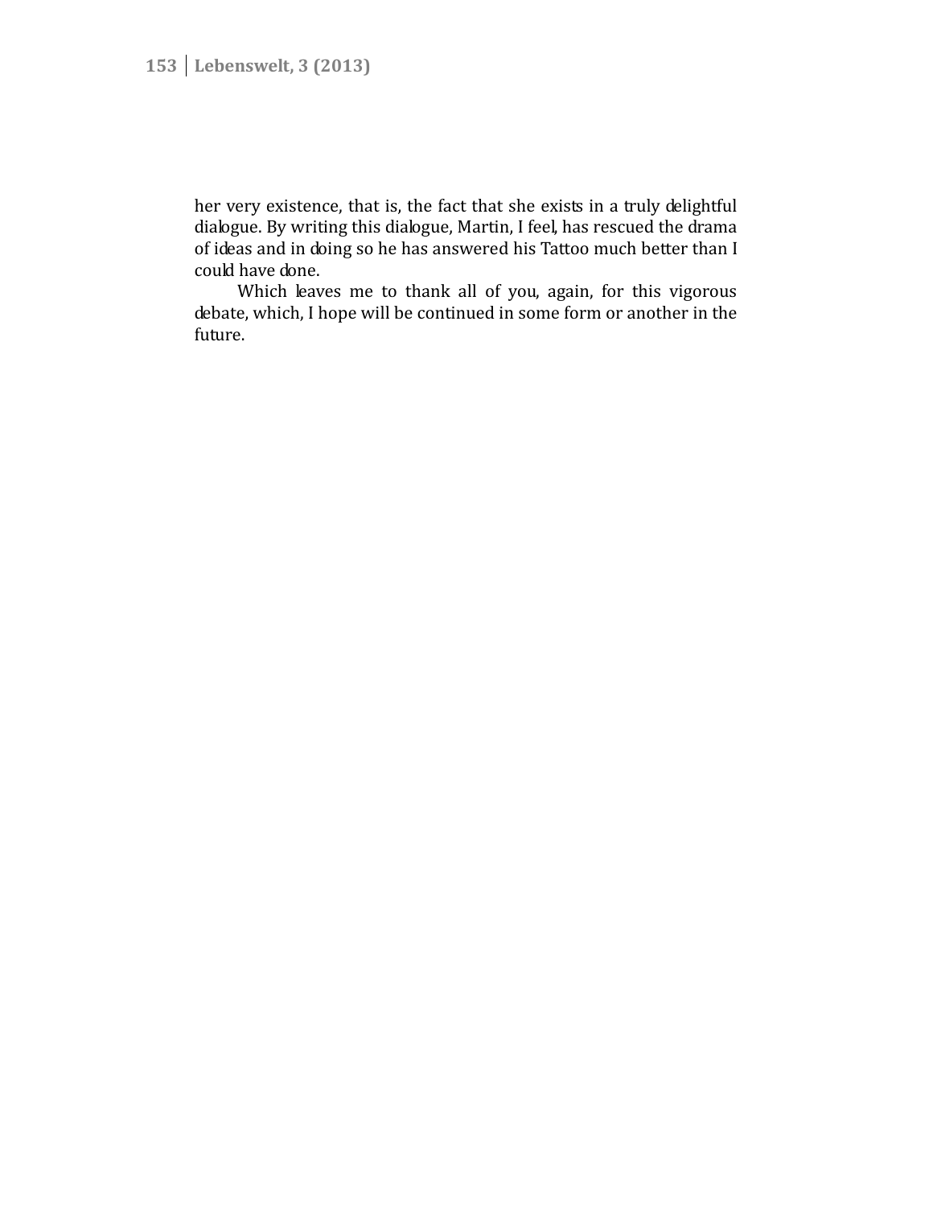her very existence, that is, the fact that she exists in a truly delightful dialogue. By writing this dialogue, Martin, I feel, has rescued the drama of ideas and in doing so he has answered his Tattoo much better than I could have done.

Which leaves me to thank all of you, again, for this vigorous debate, which, I hope will be continued in some form or another in the future.